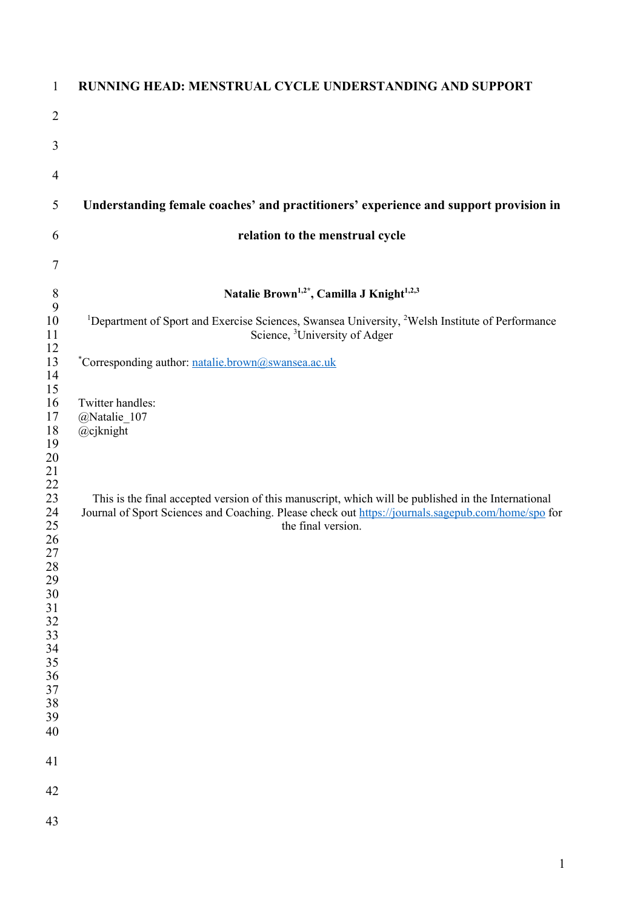RUNNING HEAD: MENSTRUAL CYCLE UNDERSTANDING AND SUPPORT

# Understanding female coaches' and practitioners' experience and support provision in relation to the menstrual cycle

**Natalie Brown[1,2*], Camilla J Knight[1,2,3]**

[1]Department of Sport and Exercise Sciences, Swansea University, [2]Welsh Institute of Performance Science, [3]University of Adger

[*]Corresponding author: natalie.brown@swansea.ac.uk

Twitter handles:
@Natalie_107
@cjknight

This is the final accepted version of this manuscript, which will be published in the International Journal of Sport Sciences and Coaching. Please check out https://journals.sagepub.com/home/spo for the final version.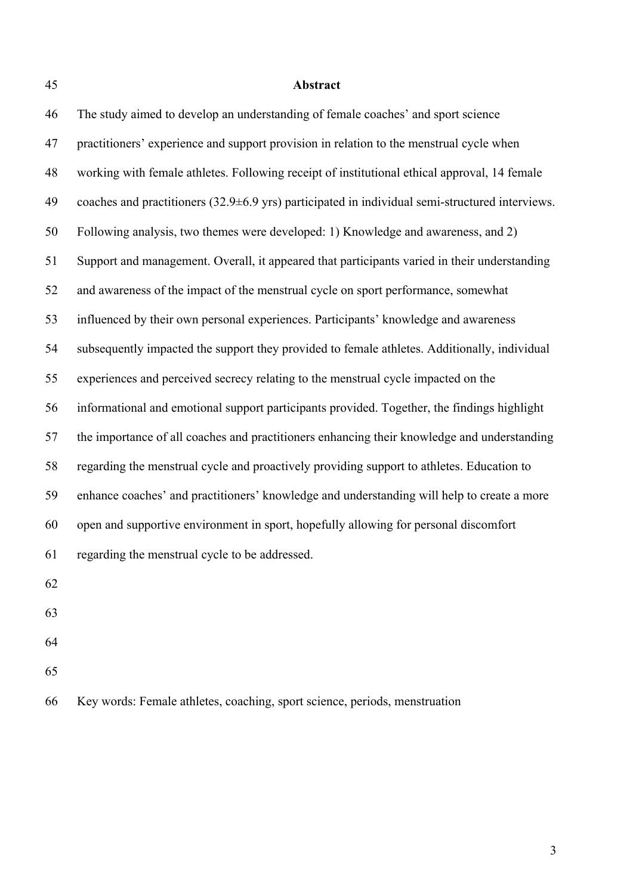## Abstract

The study aimed to develop an understanding of female coaches' and sport science practitioners' experience and support provision in relation to the menstrual cycle when working with female athletes. Following receipt of institutional ethical approval, 14 female coaches and practitioners (32.9±6.9 yrs) participated in individual semi-structured interviews. Following analysis, two themes were developed: 1) Knowledge and awareness, and 2) Support and management. Overall, it appeared that participants varied in their understanding and awareness of the impact of the menstrual cycle on sport performance, somewhat influenced by their own personal experiences. Participants' knowledge and awareness subsequently impacted the support they provided to female athletes. Additionally, individual experiences and perceived secrecy relating to the menstrual cycle impacted on the informational and emotional support participants provided. Together, the findings highlight the importance of all coaches and practitioners enhancing their knowledge and understanding regarding the menstrual cycle and proactively providing support to athletes. Education to enhance coaches' and practitioners' knowledge and understanding will help to create a more open and supportive environment in sport, hopefully allowing for personal discomfort regarding the menstrual cycle to be addressed.

Key words: Female athletes, coaching, sport science, periods, menstruation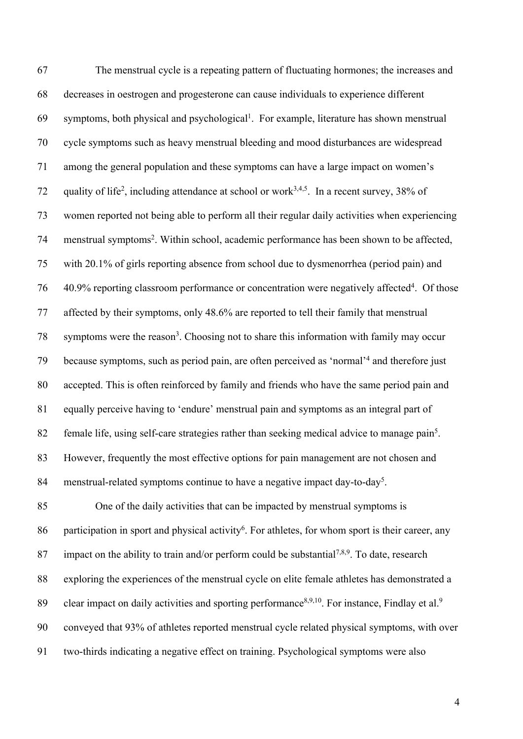The menstrual cycle is a repeating pattern of fluctuating hormones; the increases and decreases in oestrogen and progesterone can cause individuals to experience different symptoms, both physical and psychological[1]. For example, literature has shown menstrual cycle symptoms such as heavy menstrual bleeding and mood disturbances are widespread among the general population and these symptoms can have a large impact on women's quality of life[2], including attendance at school or work[3,4,5]. In a recent survey, 38% of women reported not being able to perform all their regular daily activities when experiencing menstrual symptoms[2]. Within school, academic performance has been shown to be affected, with 20.1% of girls reporting absence from school due to dysmenorrhea (period pain) and 40.9% reporting classroom performance or concentration were negatively affected[4]. Of those affected by their symptoms, only 48.6% are reported to tell their family that menstrual symptoms were the reason[3]. Choosing not to share this information with family may occur because symptoms, such as period pain, are often perceived as 'normal'[4] and therefore just accepted. This is often reinforced by family and friends who have the same period pain and equally perceive having to 'endure' menstrual pain and symptoms as an integral part of female life, using self-care strategies rather than seeking medical advice to manage pain[5]. However, frequently the most effective options for pain management are not chosen and menstrual-related symptoms continue to have a negative impact day-to-day[5].

One of the daily activities that can be impacted by menstrual symptoms is participation in sport and physical activity[6]. For athletes, for whom sport is their career, any impact on the ability to train and/or perform could be substantial[7,8,9]. To date, research exploring the experiences of the menstrual cycle on elite female athletes has demonstrated a clear impact on daily activities and sporting performance[8,9,10]. For instance, Findlay et al.[9] conveyed that 93% of athletes reported menstrual cycle related physical symptoms, with over two-thirds indicating a negative effect on training. Psychological symptoms were also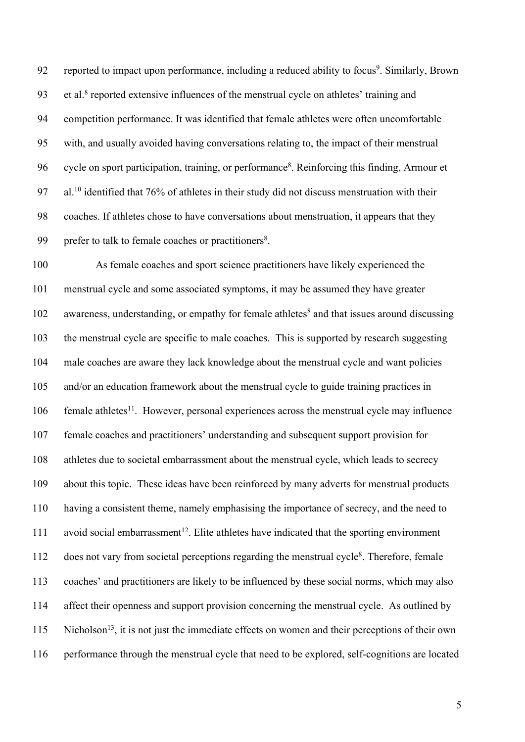reported to impact upon performance, including a reduced ability to focus[9]. Similarly, Brown et al.[8] reported extensive influences of the menstrual cycle on athletes' training and competition performance. It was identified that female athletes were often uncomfortable with, and usually avoided having conversations relating to, the impact of their menstrual cycle on sport participation, training, or performance[8]. Reinforcing this finding, Armour et al.[10] identified that 76% of athletes in their study did not discuss menstruation with their coaches. If athletes chose to have conversations about menstruation, it appears that they prefer to talk to female coaches or practitioners[8].

As female coaches and sport science practitioners have likely experienced the menstrual cycle and some associated symptoms, it may be assumed they have greater awareness, understanding, or empathy for female athletes[8] and that issues around discussing the menstrual cycle are specific to male coaches. This is supported by research suggesting male coaches are aware they lack knowledge about the menstrual cycle and want policies and/or an education framework about the menstrual cycle to guide training practices in female athletes[11]. However, personal experiences across the menstrual cycle may influence female coaches and practitioners' understanding and subsequent support provision for athletes due to societal embarrassment about the menstrual cycle, which leads to secrecy about this topic. These ideas have been reinforced by many adverts for menstrual products having a consistent theme, namely emphasising the importance of secrecy, and the need to avoid social embarrassment[12]. Elite athletes have indicated that the sporting environment does not vary from societal perceptions regarding the menstrual cycle[8]. Therefore, female coaches' and practitioners are likely to be influenced by these social norms, which may also affect their openness and support provision concerning the menstrual cycle. As outlined by Nicholson[13], it is not just the immediate effects on women and their perceptions of their own performance through the menstrual cycle that need to be explored, self-cognitions are located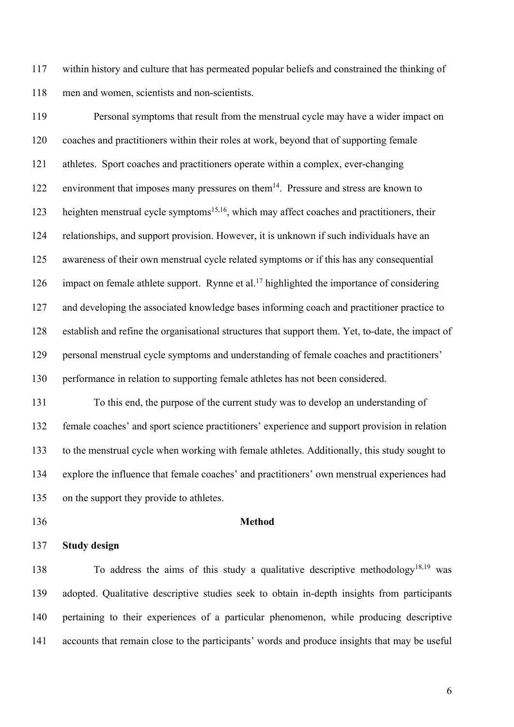within history and culture that has permeated popular beliefs and constrained the thinking of men and women, scientists and non-scientists.

Personal symptoms that result from the menstrual cycle may have a wider impact on coaches and practitioners within their roles at work, beyond that of supporting female athletes. Sport coaches and practitioners operate within a complex, ever-changing environment that imposes many pressures on them[14]. Pressure and stress are known to heighten menstrual cycle symptoms[15,16], which may affect coaches and practitioners, their relationships, and support provision. However, it is unknown if such individuals have an awareness of their own menstrual cycle related symptoms or if this has any consequential impact on female athlete support. Rynne et al.[17] highlighted the importance of considering and developing the associated knowledge bases informing coach and practitioner practice to establish and refine the organisational structures that support them. Yet, to-date, the impact of personal menstrual cycle symptoms and understanding of female coaches and practitioners' performance in relation to supporting female athletes has not been considered.

To this end, the purpose of the current study was to develop an understanding of female coaches' and sport science practitioners' experience and support provision in relation to the menstrual cycle when working with female athletes. Additionally, this study sought to explore the influence that female coaches' and practitioners' own menstrual experiences had on the support they provide to athletes.

## Method

### Study design

To address the aims of this study a qualitative descriptive methodology[18,19] was adopted. Qualitative descriptive studies seek to obtain in-depth insights from participants pertaining to their experiences of a particular phenomenon, while producing descriptive accounts that remain close to the participants' words and produce insights that may be useful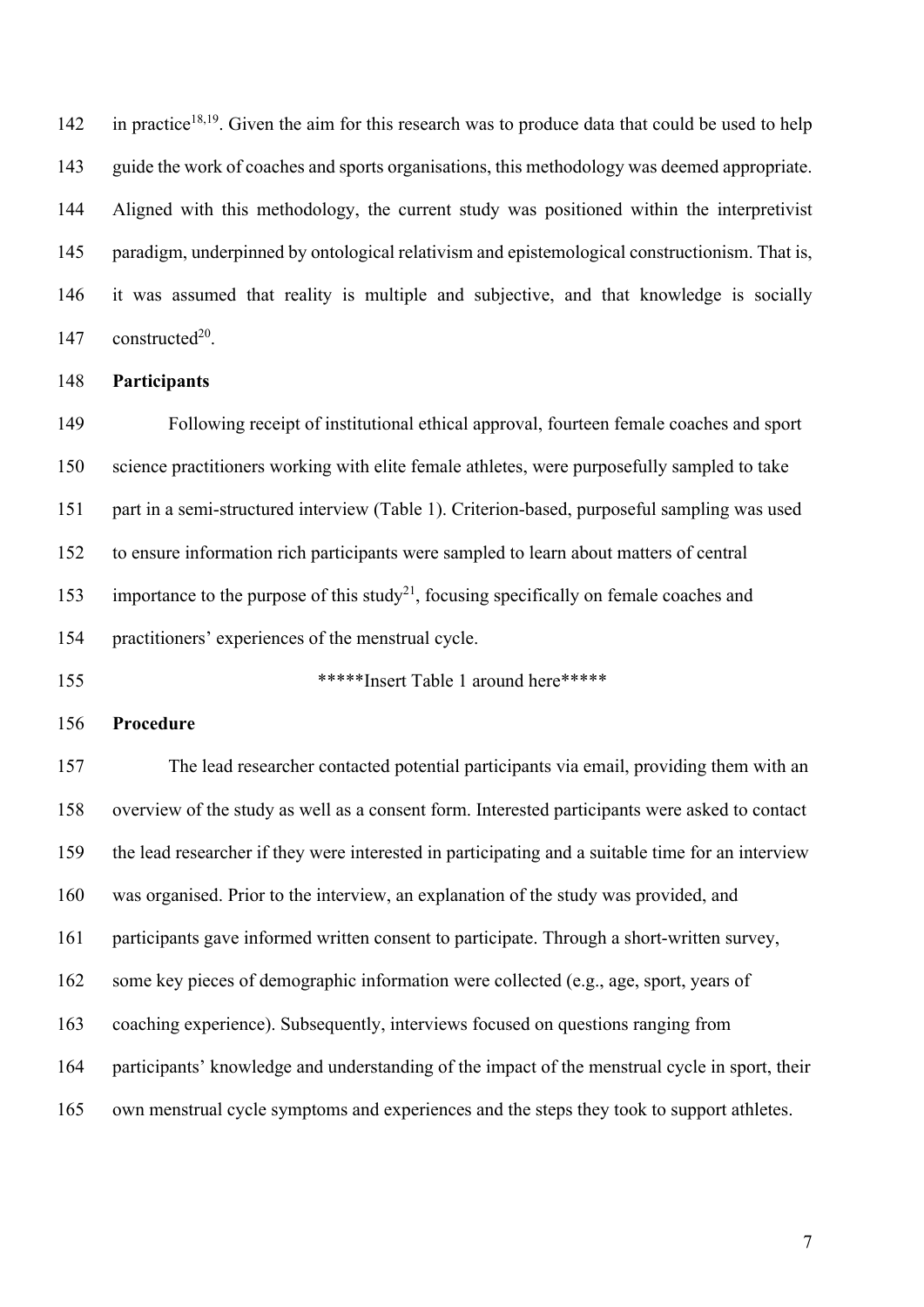in practice[18,19]. Given the aim for this research was to produce data that could be used to help guide the work of coaches and sports organisations, this methodology was deemed appropriate. Aligned with this methodology, the current study was positioned within the interpretivist paradigm, underpinned by ontological relativism and epistemological constructionism. That is, it was assumed that reality is multiple and subjective, and that knowledge is socially constructed[20].

**Participants**

Following receipt of institutional ethical approval, fourteen female coaches and sport science practitioners working with elite female athletes, were purposefully sampled to take part in a semi-structured interview (Table 1). Criterion-based, purposeful sampling was used to ensure information rich participants were sampled to learn about matters of central importance to the purpose of this study[21], focusing specifically on female coaches and practitioners' experiences of the menstrual cycle.

*****Insert Table 1 around here*****

**Procedure**

The lead researcher contacted potential participants via email, providing them with an overview of the study as well as a consent form. Interested participants were asked to contact the lead researcher if they were interested in participating and a suitable time for an interview was organised. Prior to the interview, an explanation of the study was provided, and participants gave informed written consent to participate. Through a short-written survey, some key pieces of demographic information were collected (e.g., age, sport, years of coaching experience). Subsequently, interviews focused on questions ranging from participants' knowledge and understanding of the impact of the menstrual cycle in sport, their own menstrual cycle symptoms and experiences and the steps they took to support athletes.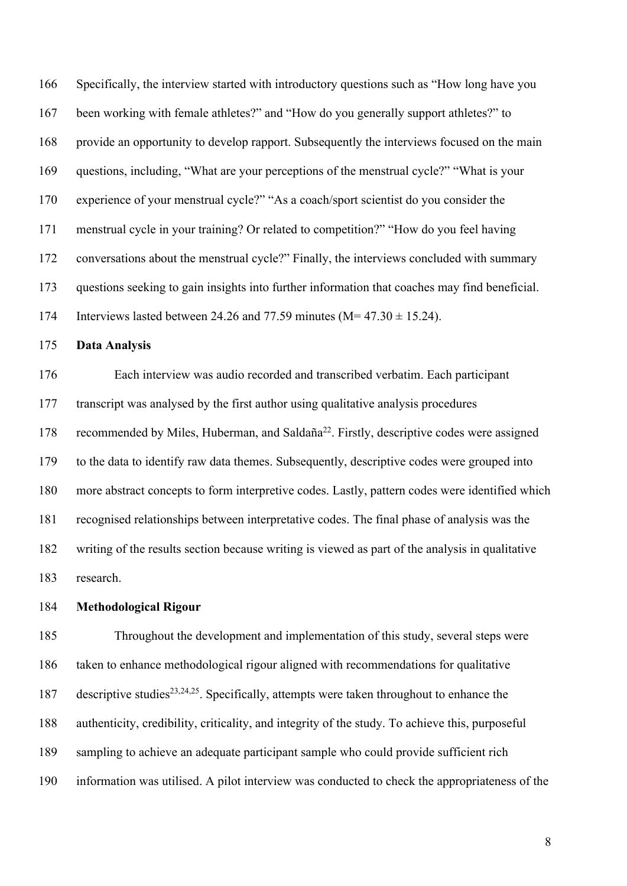Specifically, the interview started with introductory questions such as "How long have you been working with female athletes?" and "How do you generally support athletes?" to provide an opportunity to develop rapport. Subsequently the interviews focused on the main questions, including, "What are your perceptions of the menstrual cycle?" "What is your experience of your menstrual cycle?" "As a coach/sport scientist do you consider the menstrual cycle in your training? Or related to competition?" "How do you feel having conversations about the menstrual cycle?" Finally, the interviews concluded with summary questions seeking to gain insights into further information that coaches may find beneficial. Interviews lasted between 24.26 and 77.59 minutes (M= 47.30 ± 15.24).

**Data Analysis**

Each interview was audio recorded and transcribed verbatim. Each participant transcript was analysed by the first author using qualitative analysis procedures recommended by Miles, Huberman, and Saldaña[22]. Firstly, descriptive codes were assigned to the data to identify raw data themes. Subsequently, descriptive codes were grouped into more abstract concepts to form interpretive codes. Lastly, pattern codes were identified which recognised relationships between interpretative codes. The final phase of analysis was the writing of the results section because writing is viewed as part of the analysis in qualitative research.

**Methodological Rigour**

Throughout the development and implementation of this study, several steps were taken to enhance methodological rigour aligned with recommendations for qualitative descriptive studies[23,24,25]. Specifically, attempts were taken throughout to enhance the authenticity, credibility, criticality, and integrity of the study. To achieve this, purposeful sampling to achieve an adequate participant sample who could provide sufficient rich information was utilised. A pilot interview was conducted to check the appropriateness of the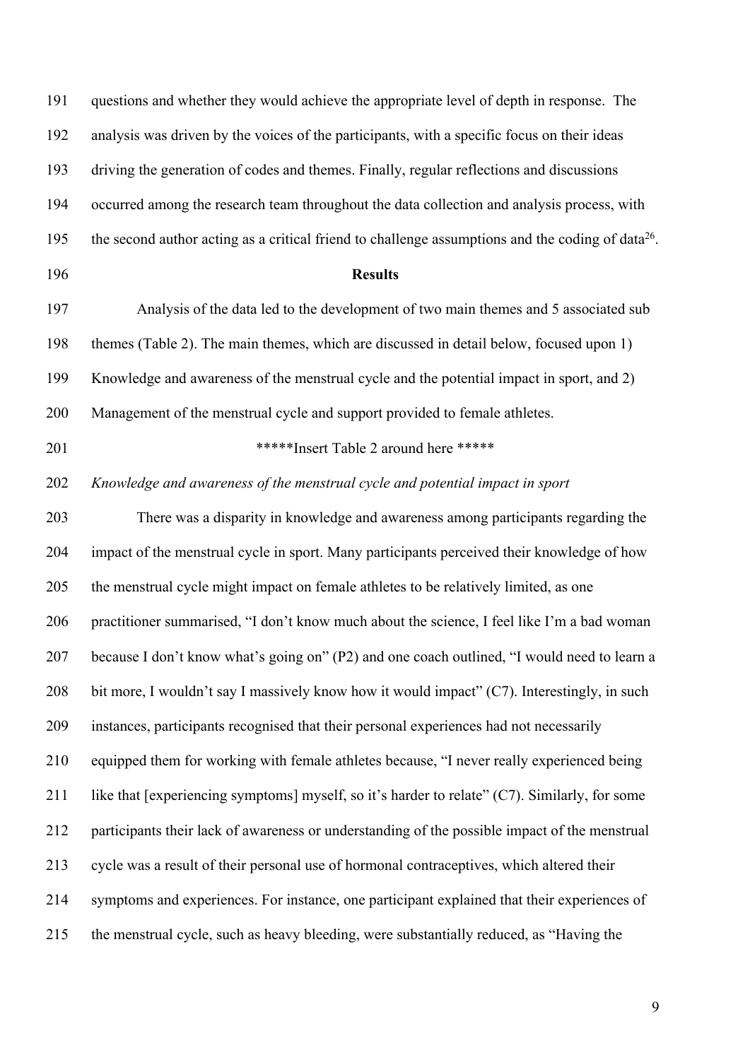questions and whether they would achieve the appropriate level of depth in response. The analysis was driven by the voices of the participants, with a specific focus on their ideas driving the generation of codes and themes. Finally, regular reflections and discussions occurred among the research team throughout the data collection and analysis process, with the second author acting as a critical friend to challenge assumptions and the coding of data[26].

## Results

Analysis of the data led to the development of two main themes and 5 associated sub themes (Table 2). The main themes, which are discussed in detail below, focused upon 1) Knowledge and awareness of the menstrual cycle and the potential impact in sport, and 2) Management of the menstrual cycle and support provided to female athletes.

*****Insert Table 2 around here *****

### *Knowledge and awareness of the menstrual cycle and potential impact in sport*

There was a disparity in knowledge and awareness among participants regarding the impact of the menstrual cycle in sport. Many participants perceived their knowledge of how the menstrual cycle might impact on female athletes to be relatively limited, as one practitioner summarised, "I don't know much about the science, I feel like I'm a bad woman because I don't know what's going on" (P2) and one coach outlined, "I would need to learn a bit more, I wouldn't say I massively know how it would impact" (C7). Interestingly, in such instances, participants recognised that their personal experiences had not necessarily equipped them for working with female athletes because, "I never really experienced being like that [experiencing symptoms] myself, so it's harder to relate" (C7). Similarly, for some participants their lack of awareness or understanding of the possible impact of the menstrual cycle was a result of their personal use of hormonal contraceptives, which altered their symptoms and experiences. For instance, one participant explained that their experiences of the menstrual cycle, such as heavy bleeding, were substantially reduced, as "Having the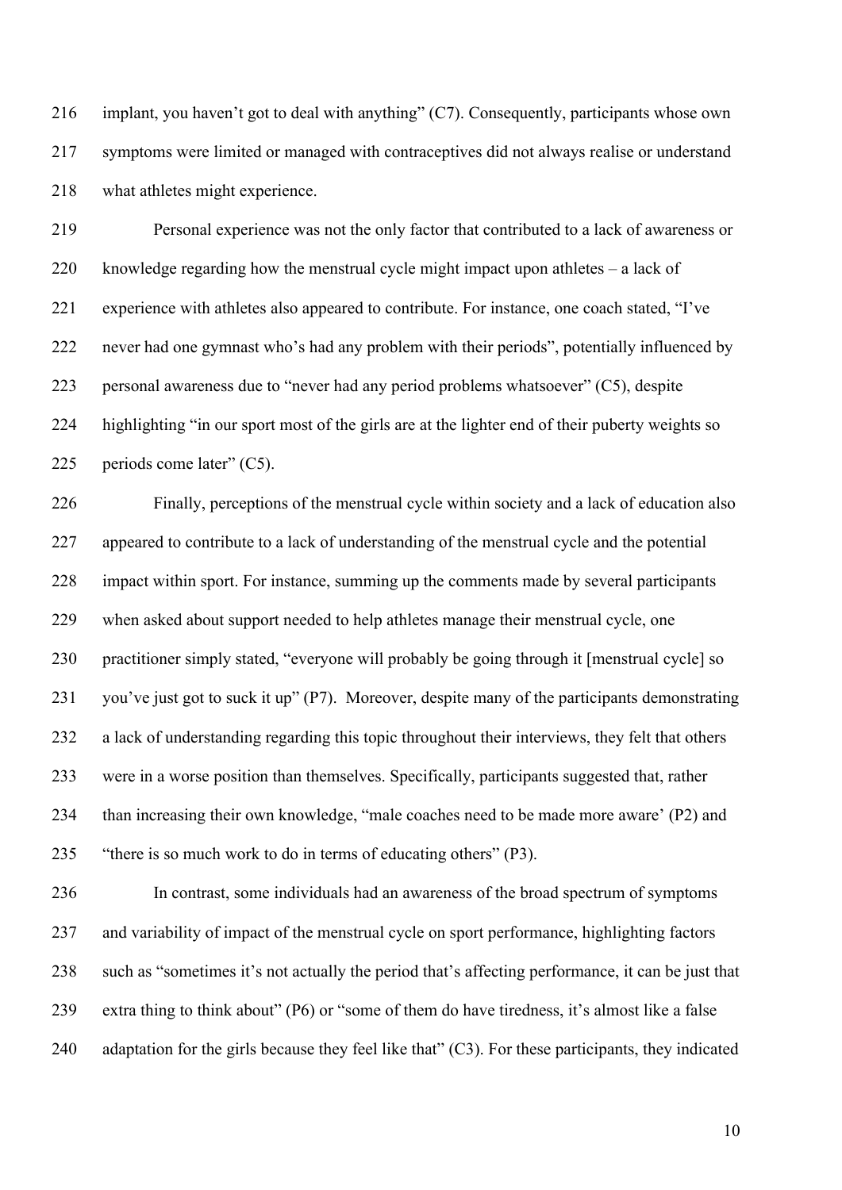implant, you haven't got to deal with anything" (C7). Consequently, participants whose own symptoms were limited or managed with contraceptives did not always realise or understand what athletes might experience.

Personal experience was not the only factor that contributed to a lack of awareness or knowledge regarding how the menstrual cycle might impact upon athletes – a lack of experience with athletes also appeared to contribute. For instance, one coach stated, "I've never had one gymnast who's had any problem with their periods", potentially influenced by personal awareness due to "never had any period problems whatsoever" (C5), despite highlighting "in our sport most of the girls are at the lighter end of their puberty weights so periods come later" (C5).

Finally, perceptions of the menstrual cycle within society and a lack of education also appeared to contribute to a lack of understanding of the menstrual cycle and the potential impact within sport. For instance, summing up the comments made by several participants when asked about support needed to help athletes manage their menstrual cycle, one practitioner simply stated, "everyone will probably be going through it [menstrual cycle] so you've just got to suck it up" (P7). Moreover, despite many of the participants demonstrating a lack of understanding regarding this topic throughout their interviews, they felt that others were in a worse position than themselves. Specifically, participants suggested that, rather than increasing their own knowledge, "male coaches need to be made more aware' (P2) and "there is so much work to do in terms of educating others" (P3).

In contrast, some individuals had an awareness of the broad spectrum of symptoms and variability of impact of the menstrual cycle on sport performance, highlighting factors such as "sometimes it's not actually the period that's affecting performance, it can be just that extra thing to think about" (P6) or "some of them do have tiredness, it's almost like a false adaptation for the girls because they feel like that" (C3). For these participants, they indicated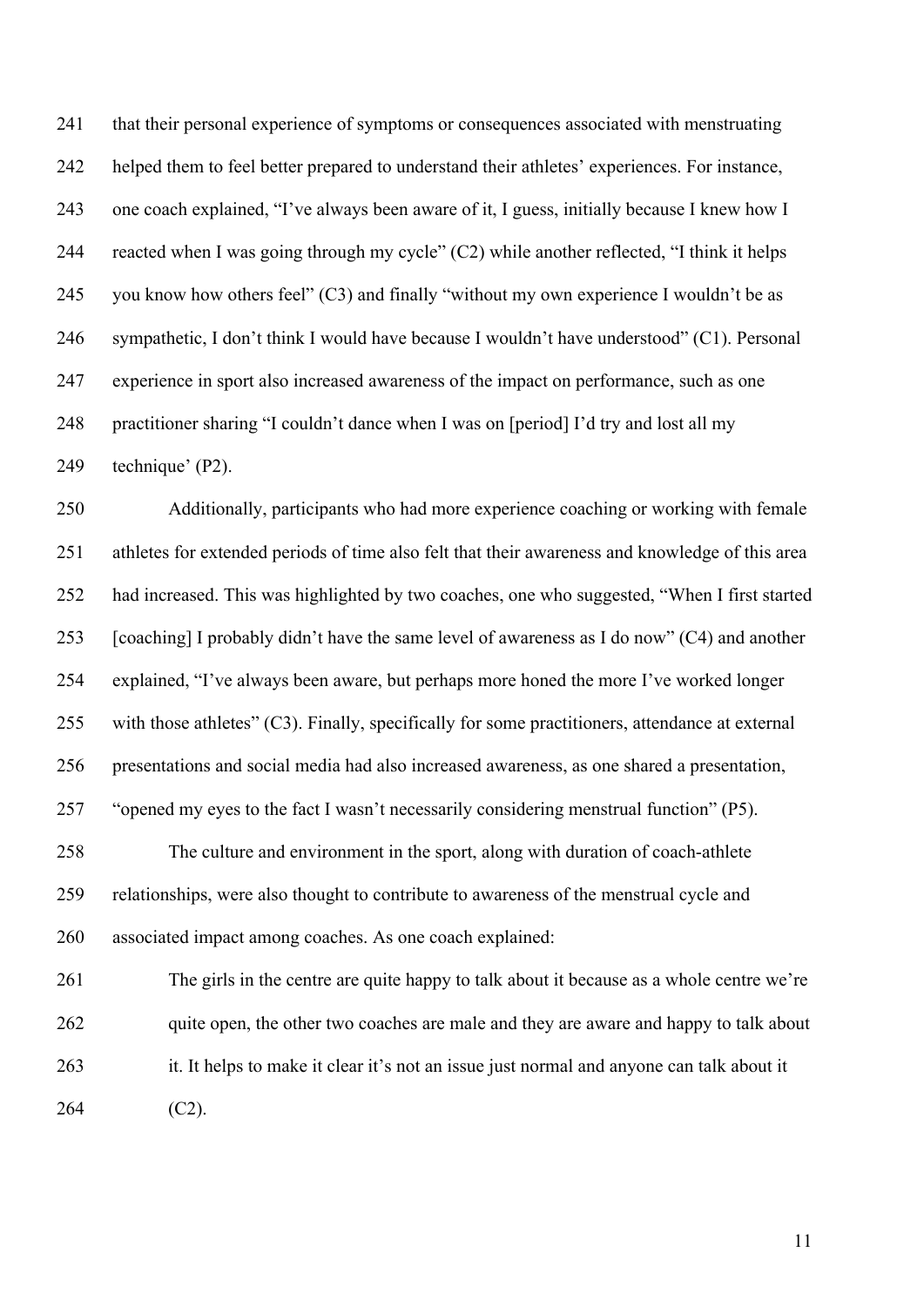that their personal experience of symptoms or consequences associated with menstruating helped them to feel better prepared to understand their athletes' experiences. For instance, one coach explained, "I've always been aware of it, I guess, initially because I knew how I reacted when I was going through my cycle" (C2) while another reflected, "I think it helps you know how others feel" (C3) and finally "without my own experience I wouldn't be as sympathetic, I don't think I would have because I wouldn't have understood" (C1). Personal experience in sport also increased awareness of the impact on performance, such as one practitioner sharing "I couldn't dance when I was on [period] I'd try and lost all my technique' (P2).

Additionally, participants who had more experience coaching or working with female athletes for extended periods of time also felt that their awareness and knowledge of this area had increased. This was highlighted by two coaches, one who suggested, "When I first started [coaching] I probably didn't have the same level of awareness as I do now" (C4) and another explained, "I've always been aware, but perhaps more honed the more I've worked longer with those athletes" (C3). Finally, specifically for some practitioners, attendance at external presentations and social media had also increased awareness, as one shared a presentation, "opened my eyes to the fact I wasn't necessarily considering menstrual function" (P5).

The culture and environment in the sport, along with duration of coach-athlete relationships, were also thought to contribute to awareness of the menstrual cycle and associated impact among coaches. As one coach explained:

> The girls in the centre are quite happy to talk about it because as a whole centre we're quite open, the other two coaches are male and they are aware and happy to talk about it. It helps to make it clear it's not an issue just normal and anyone can talk about it (C2).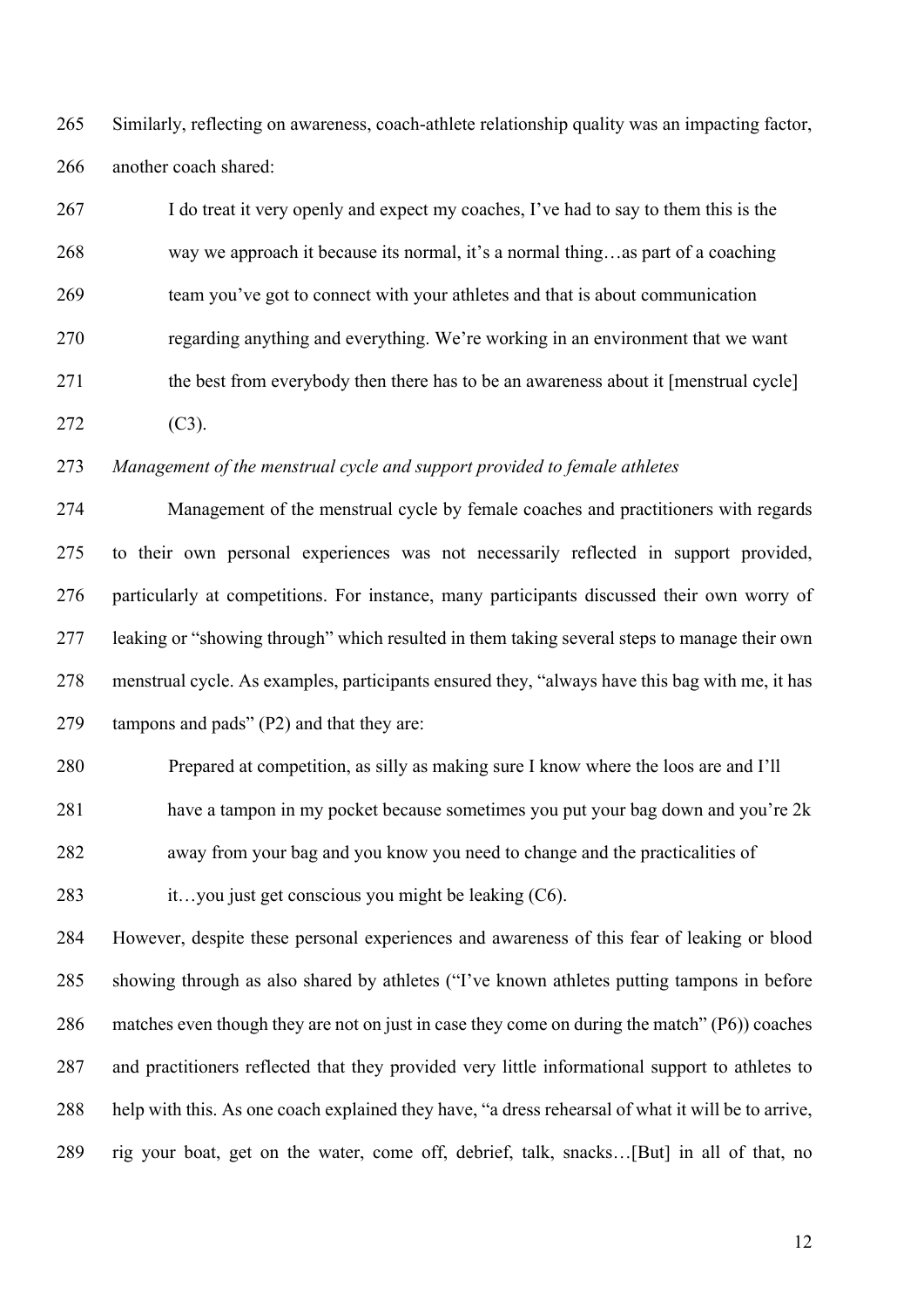Similarly, reflecting on awareness, coach-athlete relationship quality was an impacting factor, another coach shared:

> I do treat it very openly and expect my coaches, I've had to say to them this is the way we approach it because its normal, it's a normal thing…as part of a coaching team you've got to connect with your athletes and that is about communication regarding anything and everything. We're working in an environment that we want the best from everybody then there has to be an awareness about it [menstrual cycle] (C3).

*Management of the menstrual cycle and support provided to female athletes*

Management of the menstrual cycle by female coaches and practitioners with regards to their own personal experiences was not necessarily reflected in support provided, particularly at competitions. For instance, many participants discussed their own worry of leaking or "showing through" which resulted in them taking several steps to manage their own menstrual cycle. As examples, participants ensured they, "always have this bag with me, it has tampons and pads" (P2) and that they are:

> Prepared at competition, as silly as making sure I know where the loos are and I'll have a tampon in my pocket because sometimes you put your bag down and you're 2k away from your bag and you know you need to change and the practicalities of it…you just get conscious you might be leaking (C6).

However, despite these personal experiences and awareness of this fear of leaking or blood showing through as also shared by athletes ("I've known athletes putting tampons in before matches even though they are not on just in case they come on during the match" (P6)) coaches and practitioners reflected that they provided very little informational support to athletes to help with this. As one coach explained they have, "a dress rehearsal of what it will be to arrive, rig your boat, get on the water, come off, debrief, talk, snacks…[But] in all of that, no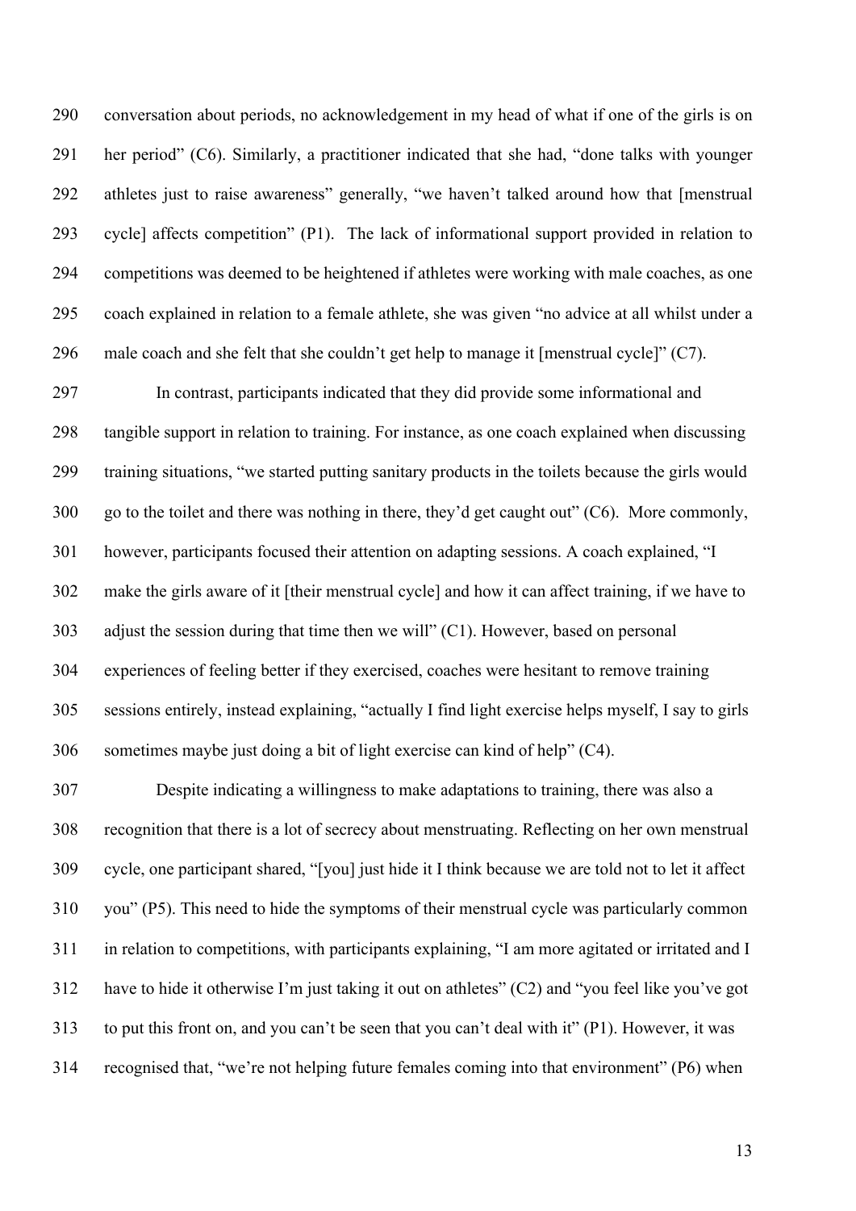conversation about periods, no acknowledgement in my head of what if one of the girls is on her period" (C6). Similarly, a practitioner indicated that she had, "done talks with younger athletes just to raise awareness" generally, "we haven't talked around how that [menstrual cycle] affects competition" (P1). The lack of informational support provided in relation to competitions was deemed to be heightened if athletes were working with male coaches, as one coach explained in relation to a female athlete, she was given "no advice at all whilst under a male coach and she felt that she couldn't get help to manage it [menstrual cycle]" (C7).

In contrast, participants indicated that they did provide some informational and tangible support in relation to training. For instance, as one coach explained when discussing training situations, "we started putting sanitary products in the toilets because the girls would go to the toilet and there was nothing in there, they'd get caught out" (C6). More commonly, however, participants focused their attention on adapting sessions. A coach explained, "I make the girls aware of it [their menstrual cycle] and how it can affect training, if we have to adjust the session during that time then we will" (C1). However, based on personal experiences of feeling better if they exercised, coaches were hesitant to remove training sessions entirely, instead explaining, "actually I find light exercise helps myself, I say to girls sometimes maybe just doing a bit of light exercise can kind of help" (C4).

Despite indicating a willingness to make adaptations to training, there was also a recognition that there is a lot of secrecy about menstruating. Reflecting on her own menstrual cycle, one participant shared, "[you] just hide it I think because we are told not to let it affect you" (P5). This need to hide the symptoms of their menstrual cycle was particularly common in relation to competitions, with participants explaining, "I am more agitated or irritated and I have to hide it otherwise I'm just taking it out on athletes" (C2) and "you feel like you've got to put this front on, and you can't be seen that you can't deal with it" (P1). However, it was recognised that, "we're not helping future females coming into that environment" (P6) when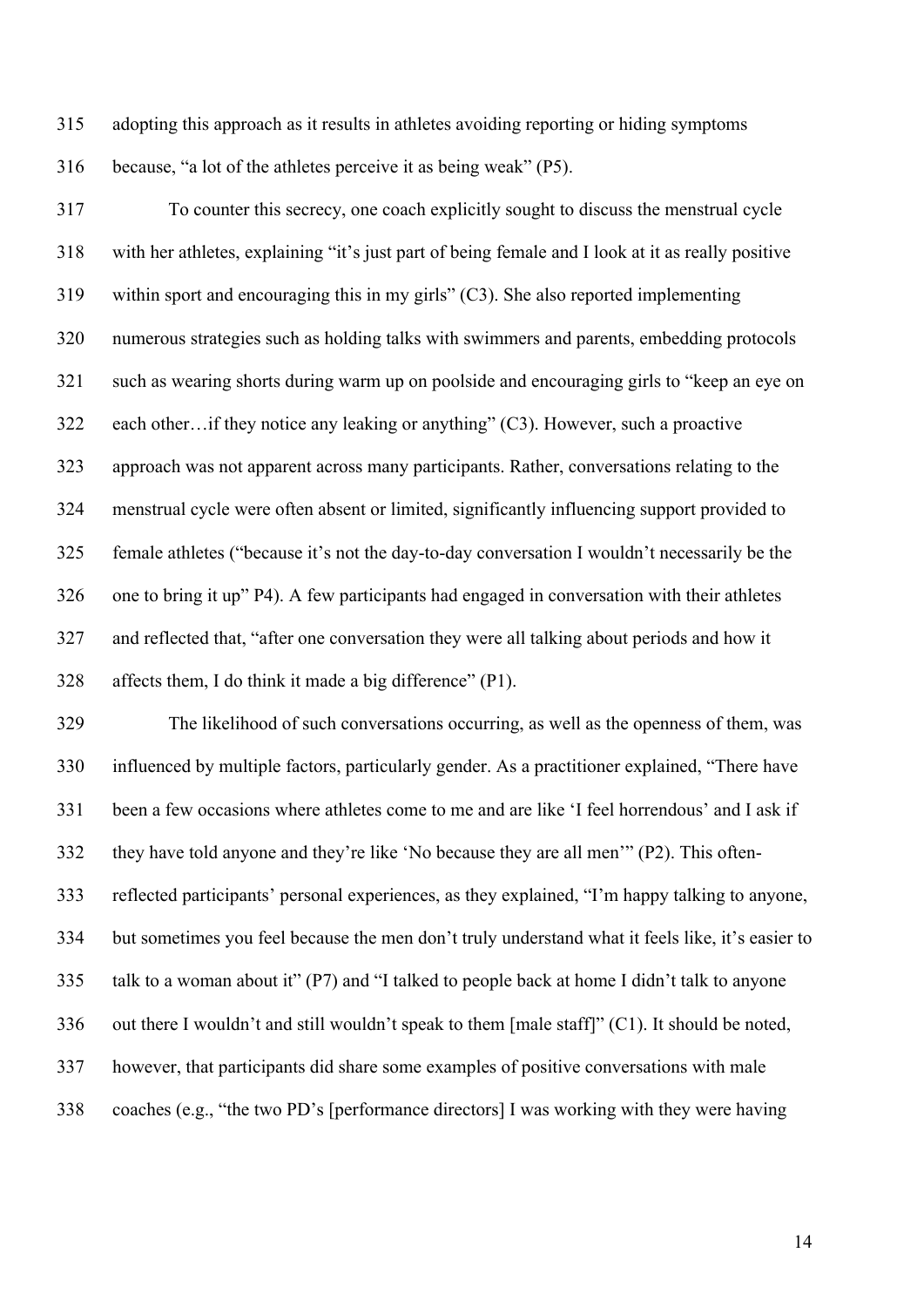adopting this approach as it results in athletes avoiding reporting or hiding symptoms because, "a lot of the athletes perceive it as being weak" (P5).

To counter this secrecy, one coach explicitly sought to discuss the menstrual cycle with her athletes, explaining "it's just part of being female and I look at it as really positive within sport and encouraging this in my girls" (C3). She also reported implementing numerous strategies such as holding talks with swimmers and parents, embedding protocols such as wearing shorts during warm up on poolside and encouraging girls to "keep an eye on each other…if they notice any leaking or anything" (C3). However, such a proactive approach was not apparent across many participants. Rather, conversations relating to the menstrual cycle were often absent or limited, significantly influencing support provided to female athletes ("because it's not the day-to-day conversation I wouldn't necessarily be the one to bring it up" P4). A few participants had engaged in conversation with their athletes and reflected that, "after one conversation they were all talking about periods and how it affects them, I do think it made a big difference" (P1).

The likelihood of such conversations occurring, as well as the openness of them, was influenced by multiple factors, particularly gender. As a practitioner explained, "There have been a few occasions where athletes come to me and are like 'I feel horrendous' and I ask if they have told anyone and they're like 'No because they are all men'" (P2). This often-reflected participants' personal experiences, as they explained, "I'm happy talking to anyone, but sometimes you feel because the men don't truly understand what it feels like, it's easier to talk to a woman about it" (P7) and "I talked to people back at home I didn't talk to anyone out there I wouldn't and still wouldn't speak to them [male staff]" (C1). It should be noted, however, that participants did share some examples of positive conversations with male coaches (e.g., "the two PD's [performance directors] I was working with they were having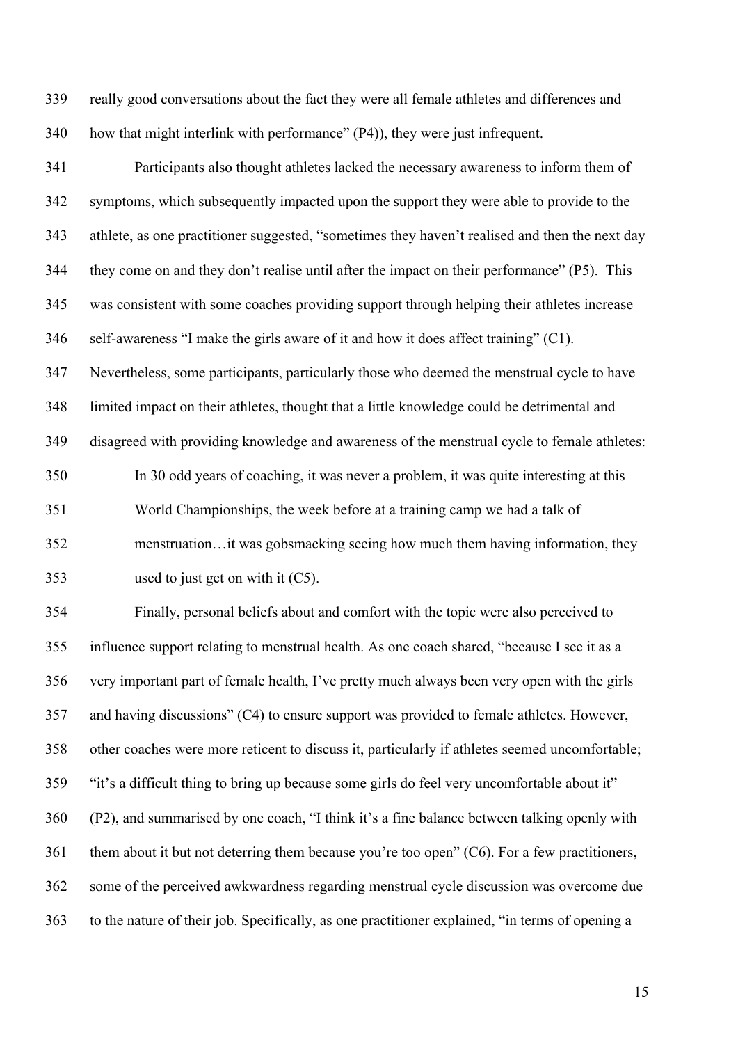really good conversations about the fact they were all female athletes and differences and how that might interlink with performance" (P4)), they were just infrequent.

Participants also thought athletes lacked the necessary awareness to inform them of symptoms, which subsequently impacted upon the support they were able to provide to the athlete, as one practitioner suggested, "sometimes they haven't realised and then the next day they come on and they don't realise until after the impact on their performance" (P5). This was consistent with some coaches providing support through helping their athletes increase self-awareness "I make the girls aware of it and how it does affect training" (C1). Nevertheless, some participants, particularly those who deemed the menstrual cycle to have limited impact on their athletes, thought that a little knowledge could be detrimental and disagreed with providing knowledge and awareness of the menstrual cycle to female athletes:

> In 30 odd years of coaching, it was never a problem, it was quite interesting at this World Championships, the week before at a training camp we had a talk of menstruation…it was gobsmacking seeing how much them having information, they used to just get on with it (C5).

Finally, personal beliefs about and comfort with the topic were also perceived to influence support relating to menstrual health. As one coach shared, "because I see it as a very important part of female health, I've pretty much always been very open with the girls and having discussions" (C4) to ensure support was provided to female athletes. However, other coaches were more reticent to discuss it, particularly if athletes seemed uncomfortable; "it's a difficult thing to bring up because some girls do feel very uncomfortable about it" (P2), and summarised by one coach, "I think it's a fine balance between talking openly with them about it but not deterring them because you're too open" (C6). For a few practitioners, some of the perceived awkwardness regarding menstrual cycle discussion was overcome due to the nature of their job. Specifically, as one practitioner explained, "in terms of opening a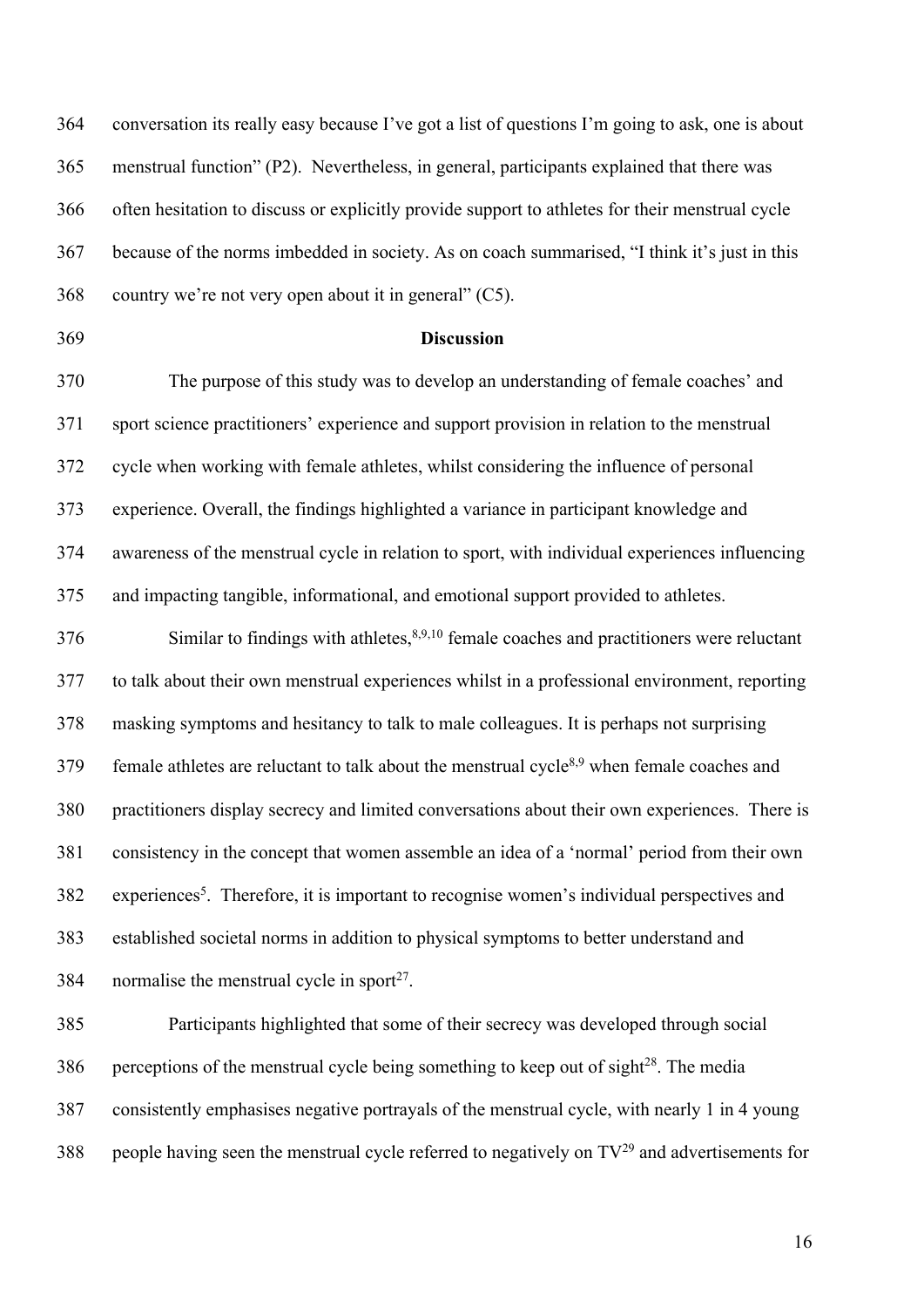conversation its really easy because I've got a list of questions I'm going to ask, one is about menstrual function" (P2). Nevertheless, in general, participants explained that there was often hesitation to discuss or explicitly provide support to athletes for their menstrual cycle because of the norms imbedded in society. As on coach summarised, "I think it's just in this country we're not very open about it in general" (C5).

## Discussion

The purpose of this study was to develop an understanding of female coaches' and sport science practitioners' experience and support provision in relation to the menstrual cycle when working with female athletes, whilst considering the influence of personal experience. Overall, the findings highlighted a variance in participant knowledge and awareness of the menstrual cycle in relation to sport, with individual experiences influencing and impacting tangible, informational, and emotional support provided to athletes.

Similar to findings with athletes,[8,9,10] female coaches and practitioners were reluctant to talk about their own menstrual experiences whilst in a professional environment, reporting masking symptoms and hesitancy to talk to male colleagues. It is perhaps not surprising female athletes are reluctant to talk about the menstrual cycle[8,9] when female coaches and practitioners display secrecy and limited conversations about their own experiences. There is consistency in the concept that women assemble an idea of a 'normal' period from their own experiences[5]. Therefore, it is important to recognise women's individual perspectives and established societal norms in addition to physical symptoms to better understand and normalise the menstrual cycle in sport[27].

Participants highlighted that some of their secrecy was developed through social perceptions of the menstrual cycle being something to keep out of sight[28]. The media consistently emphasises negative portrayals of the menstrual cycle, with nearly 1 in 4 young people having seen the menstrual cycle referred to negatively on TV[29] and advertisements for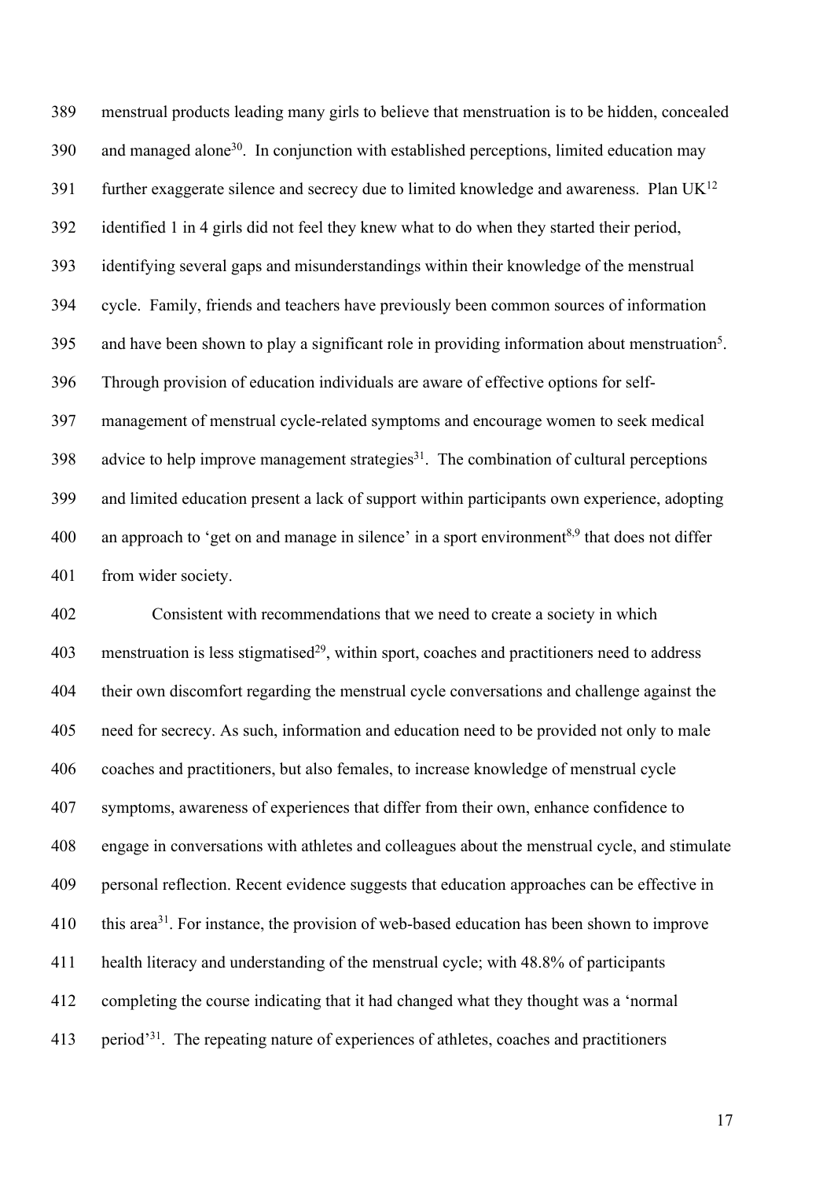menstrual products leading many girls to believe that menstruation is to be hidden, concealed and managed alone[30]. In conjunction with established perceptions, limited education may further exaggerate silence and secrecy due to limited knowledge and awareness. Plan UK[12] identified 1 in 4 girls did not feel they knew what to do when they started their period, identifying several gaps and misunderstandings within their knowledge of the menstrual cycle. Family, friends and teachers have previously been common sources of information and have been shown to play a significant role in providing information about menstruation[5]. Through provision of education individuals are aware of effective options for self-management of menstrual cycle-related symptoms and encourage women to seek medical advice to help improve management strategies[31]. The combination of cultural perceptions and limited education present a lack of support within participants own experience, adopting an approach to 'get on and manage in silence' in a sport environment[8,9] that does not differ from wider society.

Consistent with recommendations that we need to create a society in which menstruation is less stigmatised[29], within sport, coaches and practitioners need to address their own discomfort regarding the menstrual cycle conversations and challenge against the need for secrecy. As such, information and education need to be provided not only to male coaches and practitioners, but also females, to increase knowledge of menstrual cycle symptoms, awareness of experiences that differ from their own, enhance confidence to engage in conversations with athletes and colleagues about the menstrual cycle, and stimulate personal reflection. Recent evidence suggests that education approaches can be effective in this area[31]. For instance, the provision of web-based education has been shown to improve health literacy and understanding of the menstrual cycle; with 48.8% of participants completing the course indicating that it had changed what they thought was a 'normal period'[31]. The repeating nature of experiences of athletes, coaches and practitioners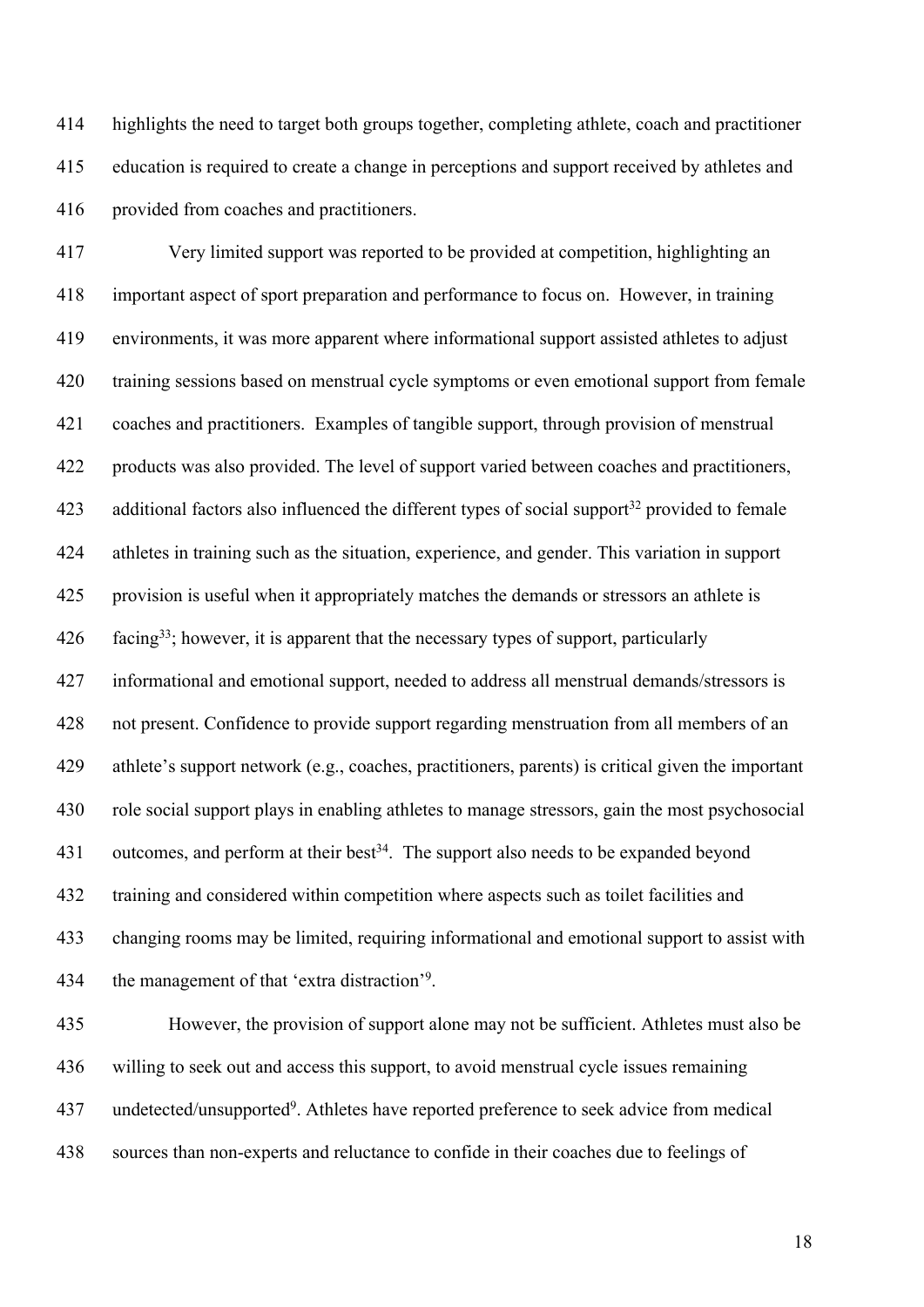highlights the need to target both groups together, completing athlete, coach and practitioner education is required to create a change in perceptions and support received by athletes and provided from coaches and practitioners.

Very limited support was reported to be provided at competition, highlighting an important aspect of sport preparation and performance to focus on. However, in training environments, it was more apparent where informational support assisted athletes to adjust training sessions based on menstrual cycle symptoms or even emotional support from female coaches and practitioners. Examples of tangible support, through provision of menstrual products was also provided. The level of support varied between coaches and practitioners, additional factors also influenced the different types of social support[32] provided to female athletes in training such as the situation, experience, and gender. This variation in support provision is useful when it appropriately matches the demands or stressors an athlete is facing[33]; however, it is apparent that the necessary types of support, particularly informational and emotional support, needed to address all menstrual demands/stressors is not present. Confidence to provide support regarding menstruation from all members of an athlete's support network (e.g., coaches, practitioners, parents) is critical given the important role social support plays in enabling athletes to manage stressors, gain the most psychosocial outcomes, and perform at their best[34]. The support also needs to be expanded beyond training and considered within competition where aspects such as toilet facilities and changing rooms may be limited, requiring informational and emotional support to assist with the management of that 'extra distraction'[9].

However, the provision of support alone may not be sufficient. Athletes must also be willing to seek out and access this support, to avoid menstrual cycle issues remaining undetected/unsupported[9]. Athletes have reported preference to seek advice from medical sources than non-experts and reluctance to confide in their coaches due to feelings of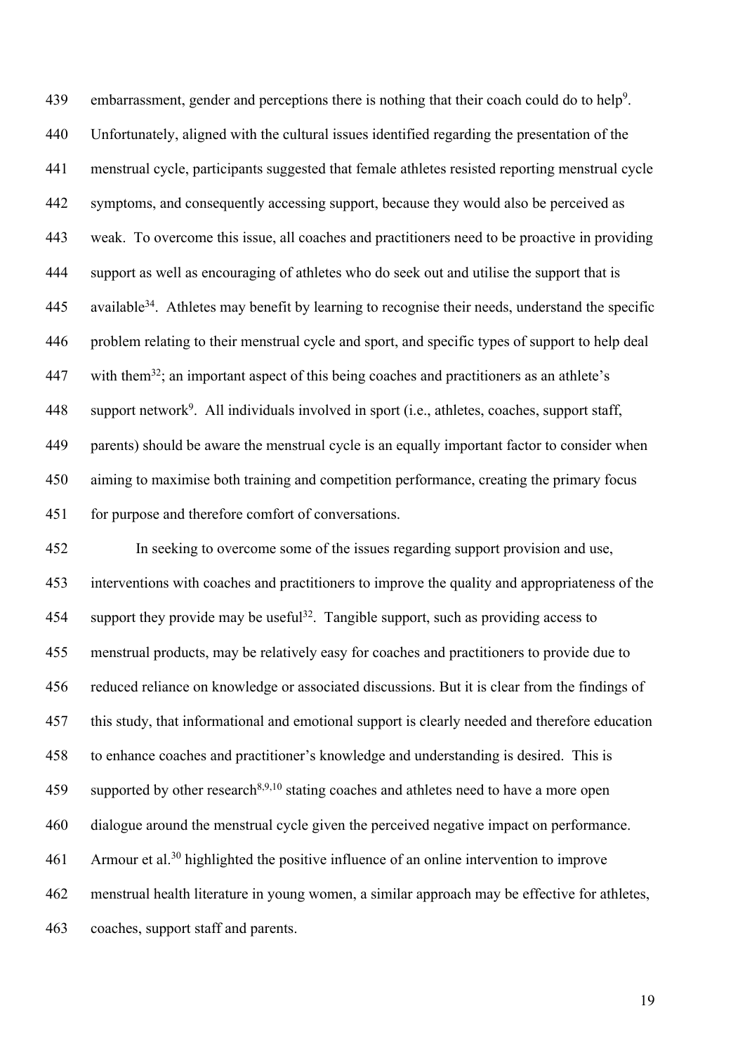embarrassment, gender and perceptions there is nothing that their coach could do to help[9]. Unfortunately, aligned with the cultural issues identified regarding the presentation of the menstrual cycle, participants suggested that female athletes resisted reporting menstrual cycle symptoms, and consequently accessing support, because they would also be perceived as weak. To overcome this issue, all coaches and practitioners need to be proactive in providing support as well as encouraging of athletes who do seek out and utilise the support that is available[34]. Athletes may benefit by learning to recognise their needs, understand the specific problem relating to their menstrual cycle and sport, and specific types of support to help deal with them[32]; an important aspect of this being coaches and practitioners as an athlete's support network[9]. All individuals involved in sport (i.e., athletes, coaches, support staff, parents) should be aware the menstrual cycle is an equally important factor to consider when aiming to maximise both training and competition performance, creating the primary focus for purpose and therefore comfort of conversations.

In seeking to overcome some of the issues regarding support provision and use, interventions with coaches and practitioners to improve the quality and appropriateness of the support they provide may be useful[32]. Tangible support, such as providing access to menstrual products, may be relatively easy for coaches and practitioners to provide due to reduced reliance on knowledge or associated discussions. But it is clear from the findings of this study, that informational and emotional support is clearly needed and therefore education to enhance coaches and practitioner's knowledge and understanding is desired. This is supported by other research[8,9,10] stating coaches and athletes need to have a more open dialogue around the menstrual cycle given the perceived negative impact on performance. Armour et al.[30] highlighted the positive influence of an online intervention to improve menstrual health literature in young women, a similar approach may be effective for athletes, coaches, support staff and parents.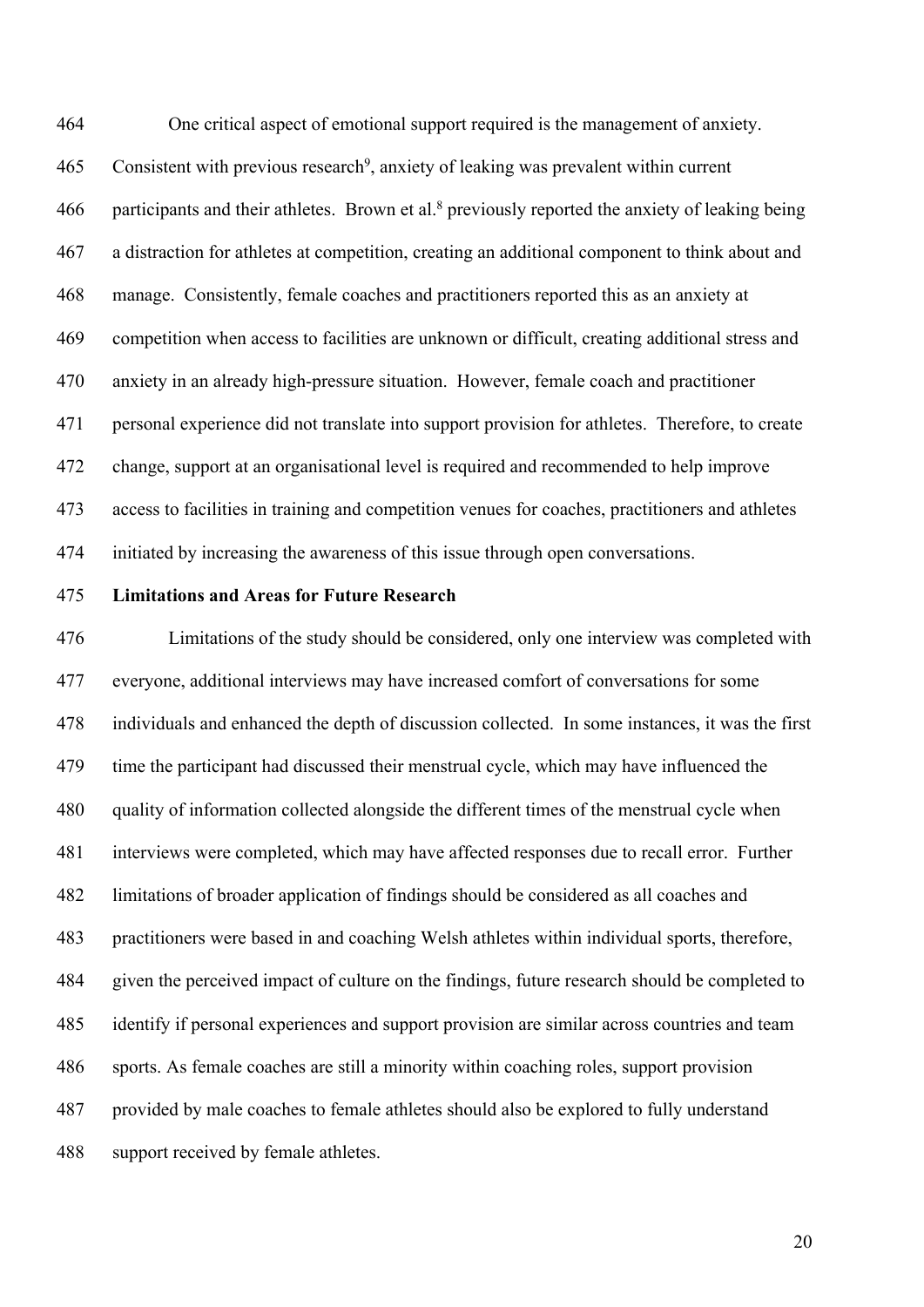One critical aspect of emotional support required is the management of anxiety. Consistent with previous research[9], anxiety of leaking was prevalent within current participants and their athletes. Brown et al.[8] previously reported the anxiety of leaking being a distraction for athletes at competition, creating an additional component to think about and manage. Consistently, female coaches and practitioners reported this as an anxiety at competition when access to facilities are unknown or difficult, creating additional stress and anxiety in an already high-pressure situation. However, female coach and practitioner personal experience did not translate into support provision for athletes. Therefore, to create change, support at an organisational level is required and recommended to help improve access to facilities in training and competition venues for coaches, practitioners and athletes initiated by increasing the awareness of this issue through open conversations.

**Limitations and Areas for Future Research**

Limitations of the study should be considered, only one interview was completed with everyone, additional interviews may have increased comfort of conversations for some individuals and enhanced the depth of discussion collected. In some instances, it was the first time the participant had discussed their menstrual cycle, which may have influenced the quality of information collected alongside the different times of the menstrual cycle when interviews were completed, which may have affected responses due to recall error. Further limitations of broader application of findings should be considered as all coaches and practitioners were based in and coaching Welsh athletes within individual sports, therefore, given the perceived impact of culture on the findings, future research should be completed to identify if personal experiences and support provision are similar across countries and team sports. As female coaches are still a minority within coaching roles, support provision provided by male coaches to female athletes should also be explored to fully understand support received by female athletes.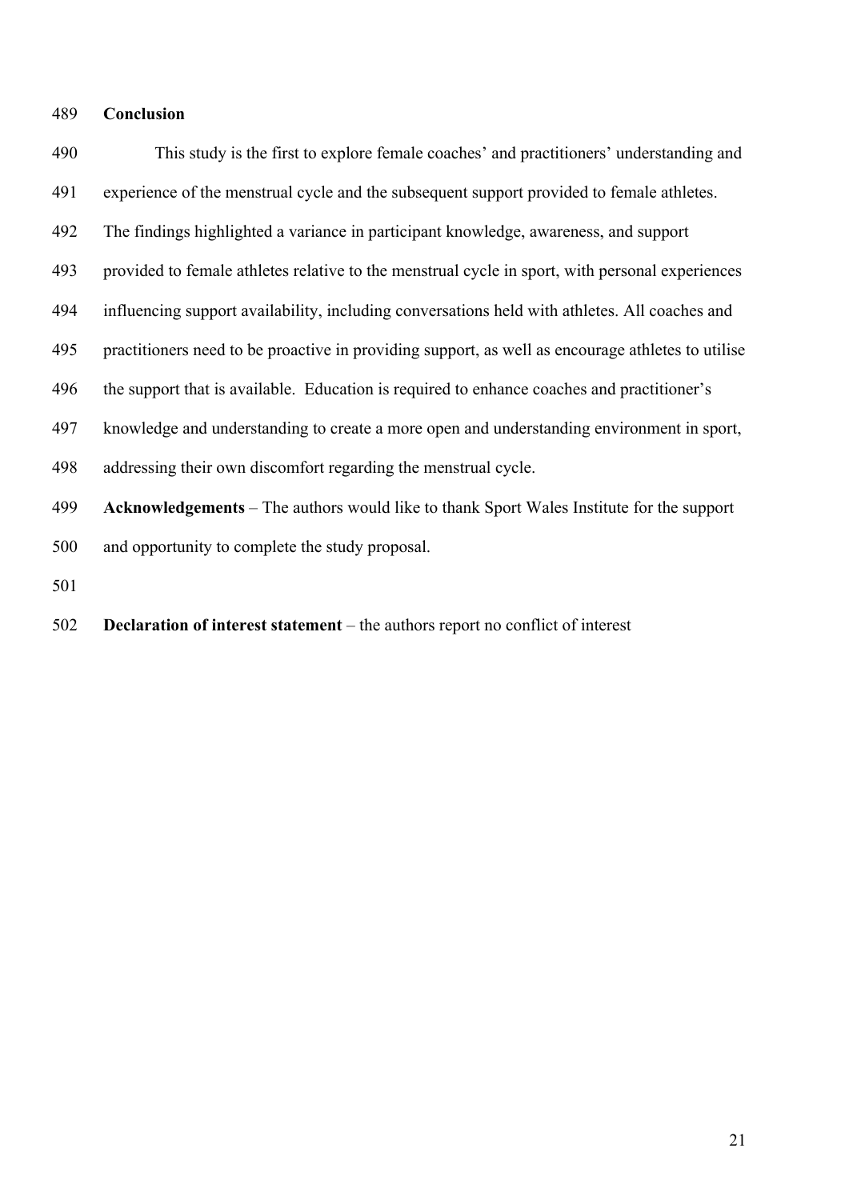## Conclusion

This study is the first to explore female coaches' and practitioners' understanding and experience of the menstrual cycle and the subsequent support provided to female athletes. The findings highlighted a variance in participant knowledge, awareness, and support provided to female athletes relative to the menstrual cycle in sport, with personal experiences influencing support availability, including conversations held with athletes. All coaches and practitioners need to be proactive in providing support, as well as encourage athletes to utilise the support that is available. Education is required to enhance coaches and practitioner's knowledge and understanding to create a more open and understanding environment in sport, addressing their own discomfort regarding the menstrual cycle.

**Acknowledgements** – The authors would like to thank Sport Wales Institute for the support and opportunity to complete the study proposal.

**Declaration of interest statement** – the authors report no conflict of interest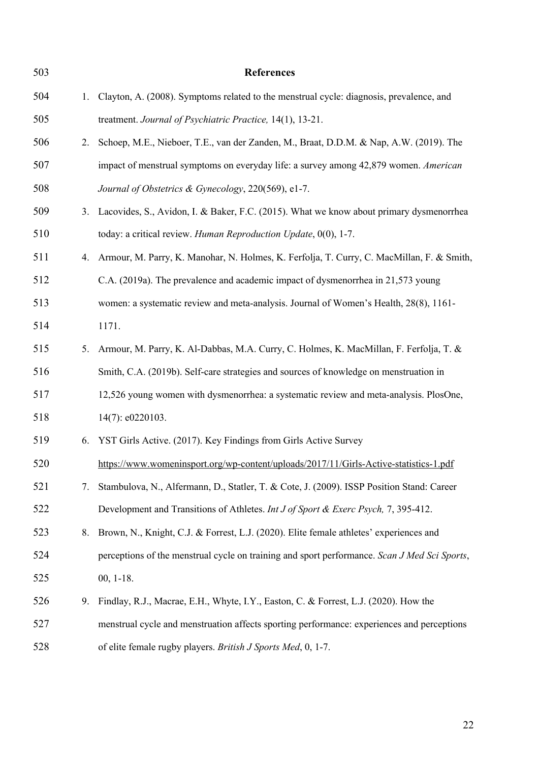## References

1. Clayton, A. (2008). Symptoms related to the menstrual cycle: diagnosis, prevalence, and treatment. *Journal of Psychiatric Practice,* 14(1), 13-21.
2. Schoep, M.E., Nieboer, T.E., van der Zanden, M., Braat, D.D.M. & Nap, A.W. (2019). The impact of menstrual symptoms on everyday life: a survey among 42,879 women. *American Journal of Obstetrics & Gynecology*, 220(569), e1-7.
3. Lacovides, S., Avidon, I. & Baker, F.C. (2015). What we know about primary dysmenorrhea today: a critical review. *Human Reproduction Update*, 0(0), 1-7.
4. Armour, M. Parry, K. Manohar, N. Holmes, K. Ferfolja, T. Curry, C. MacMillan, F. & Smith, C.A. (2019a). The prevalence and academic impact of dysmenorrhea in 21,573 young women: a systematic review and meta-analysis. Journal of Women's Health, 28(8), 1161-1171.
5. Armour, M. Parry, K. Al-Dabbas, M.A. Curry, C. Holmes, K. MacMillan, F. Ferfolja, T. & Smith, C.A. (2019b). Self-care strategies and sources of knowledge on menstruation in 12,526 young women with dysmenorrhea: a systematic review and meta-analysis. PlosOne, 14(7): e0220103.
6. YST Girls Active. (2017). Key Findings from Girls Active Survey https://www.womeninsport.org/wp-content/uploads/2017/11/Girls-Active-statistics-1.pdf
7. Stambulova, N., Alfermann, D., Statler, T. & Cote, J. (2009). ISSP Position Stand: Career Development and Transitions of Athletes. *Int J of Sport & Exerc Psych,* 7, 395-412.
8. Brown, N., Knight, C.J. & Forrest, L.J. (2020). Elite female athletes' experiences and perceptions of the menstrual cycle on training and sport performance. *Scan J Med Sci Sports*, 00, 1-18.
9. Findlay, R.J., Macrae, E.H., Whyte, I.Y., Easton, C. & Forrest, L.J. (2020). How the menstrual cycle and menstruation affects sporting performance: experiences and perceptions of elite female rugby players. *British J Sports Med*, 0, 1-7.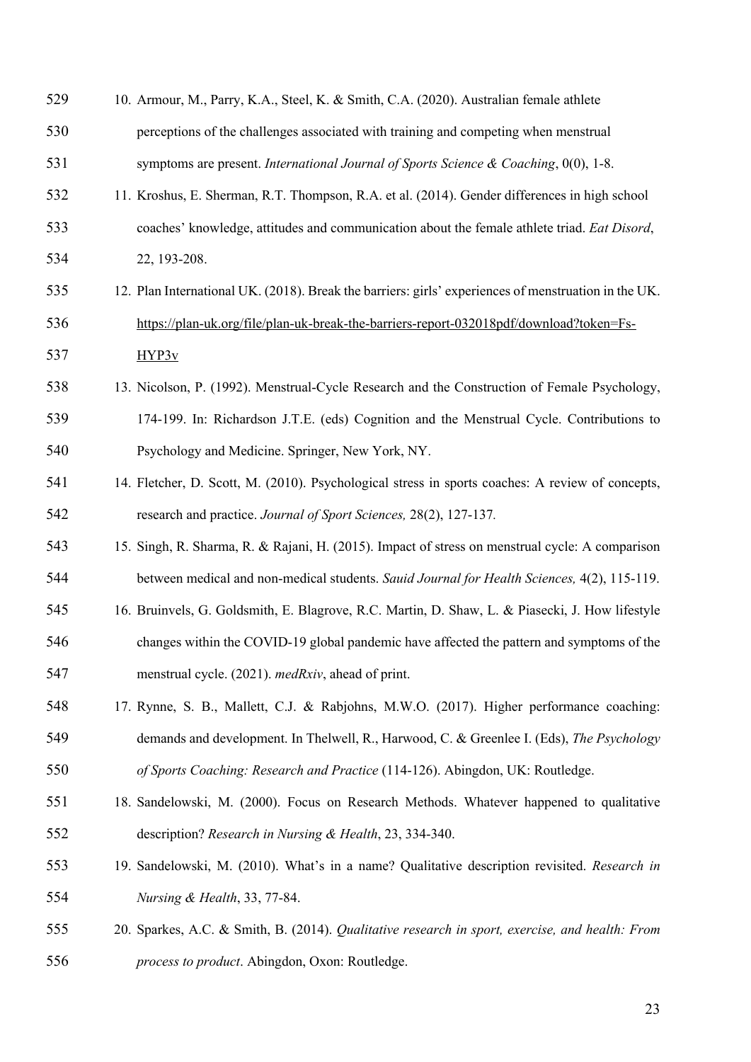10. Armour, M., Parry, K.A., Steel, K. & Smith, C.A. (2020). Australian female athlete perceptions of the challenges associated with training and competing when menstrual symptoms are present. *International Journal of Sports Science & Coaching*, 0(0), 1-8.
11. Kroshus, E. Sherman, R.T. Thompson, R.A. et al. (2014). Gender differences in high school coaches' knowledge, attitudes and communication about the female athlete triad. *Eat Disord*, 22, 193-208.
12. Plan International UK. (2018). Break the barriers: girls' experiences of menstruation in the UK. https://plan-uk.org/file/plan-uk-break-the-barriers-report-032018pdf/download?token=Fs-HYP3v
13. Nicolson, P. (1992). Menstrual-Cycle Research and the Construction of Female Psychology, 174-199. In: Richardson J.T.E. (eds) Cognition and the Menstrual Cycle. Contributions to Psychology and Medicine. Springer, New York, NY.
14. Fletcher, D. Scott, M. (2010). Psychological stress in sports coaches: A review of concepts, research and practice. *Journal of Sport Sciences,* 28(2), 127-137.
15. Singh, R. Sharma, R. & Rajani, H. (2015). Impact of stress on menstrual cycle: A comparison between medical and non-medical students. *Sauid Journal for Health Sciences,* 4(2), 115-119.
16. Bruinvels, G. Goldsmith, E. Blagrove, R.C. Martin, D. Shaw, L. & Piasecki, J. How lifestyle changes within the COVID-19 global pandemic have affected the pattern and symptoms of the menstrual cycle. (2021). *medRxiv*, ahead of print.
17. Rynne, S. B., Mallett, C.J. & Rabjohns, M.W.O. (2017). Higher performance coaching: demands and development. In Thelwell, R., Harwood, C. & Greenlee I. (Eds), *The Psychology of Sports Coaching: Research and Practice* (114-126). Abingdon, UK: Routledge.
18. Sandelowski, M. (2000). Focus on Research Methods. Whatever happened to qualitative description? *Research in Nursing & Health*, 23, 334-340.
19. Sandelowski, M. (2010). What's in a name? Qualitative description revisited. *Research in Nursing & Health*, 33, 77-84.
20. Sparkes, A.C. & Smith, B. (2014). *Qualitative research in sport, exercise, and health: From process to product*. Abingdon, Oxon: Routledge.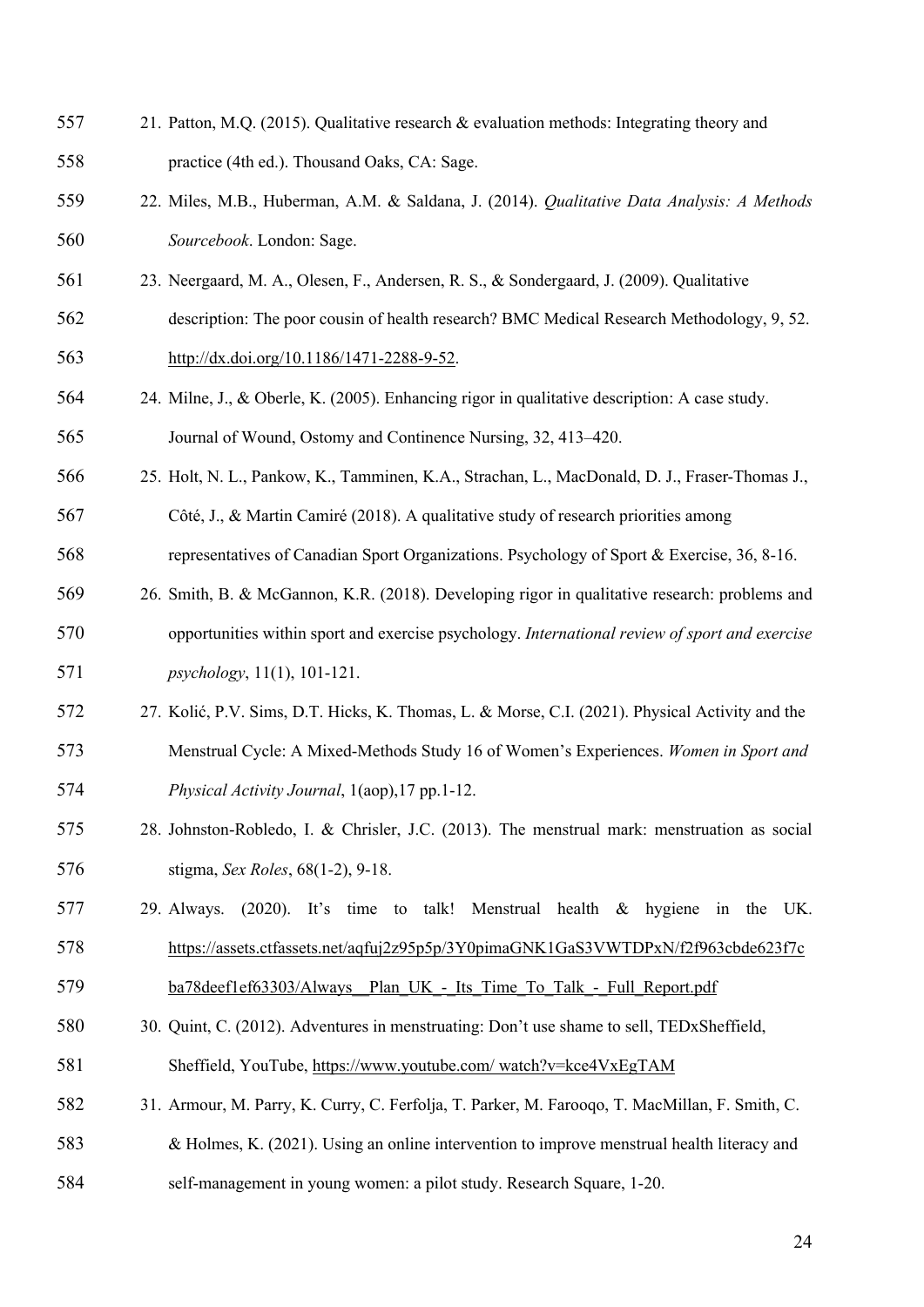21. Patton, M.Q. (2015). Qualitative research & evaluation methods: Integrating theory and practice (4th ed.). Thousand Oaks, CA: Sage.
22. Miles, M.B., Huberman, A.M. & Saldana, J. (2014). *Qualitative Data Analysis: A Methods Sourcebook*. London: Sage.
23. Neergaard, M. A., Olesen, F., Andersen, R. S., & Sondergaard, J. (2009). Qualitative description: The poor cousin of health research? BMC Medical Research Methodology, 9, 52. http://dx.doi.org/10.1186/1471-2288-9-52.
24. Milne, J., & Oberle, K. (2005). Enhancing rigor in qualitative description: A case study. Journal of Wound, Ostomy and Continence Nursing, 32, 413–420.
25. Holt, N. L., Pankow, K., Tamminen, K.A., Strachan, L., MacDonald, D. J., Fraser-Thomas J., Côté, J., & Martin Camiré (2018). A qualitative study of research priorities among representatives of Canadian Sport Organizations. Psychology of Sport & Exercise, 36, 8-16.
26. Smith, B. & McGannon, K.R. (2018). Developing rigor in qualitative research: problems and opportunities within sport and exercise psychology. *International review of sport and exercise psychology*, 11(1), 101-121.
27. Kolić, P.V. Sims, D.T. Hicks, K. Thomas, L. & Morse, C.I. (2021). Physical Activity and the Menstrual Cycle: A Mixed-Methods Study 16 of Women's Experiences. *Women in Sport and Physical Activity Journal*, 1(aop),17 pp.1-12.
28. Johnston-Robledo, I. & Chrisler, J.C. (2013). The menstrual mark: menstruation as social stigma, *Sex Roles*, 68(1-2), 9-18.
29. Always. (2020). It's time to talk! Menstrual health & hygiene in the UK. https://assets.ctfassets.net/aqfuj2z95p5p/3Y0pimaGNK1GaS3VWTDPxN/f2f963cbde623f7cba78deef1ef63303/Always__Plan_UK_-_Its_Time_To_Talk_-_Full_Report.pdf
30. Quint, C. (2012). Adventures in menstruating: Don't use shame to sell, TEDxSheffield, Sheffield, YouTube, https://www.youtube.com/ watch?v=kce4VxEgTAM
31. Armour, M. Parry, K. Curry, C. Ferfolja, T. Parker, M. Farooqo, T. MacMillan, F. Smith, C. & Holmes, K. (2021). Using an online intervention to improve menstrual health literacy and self-management in young women: a pilot study. Research Square, 1-20.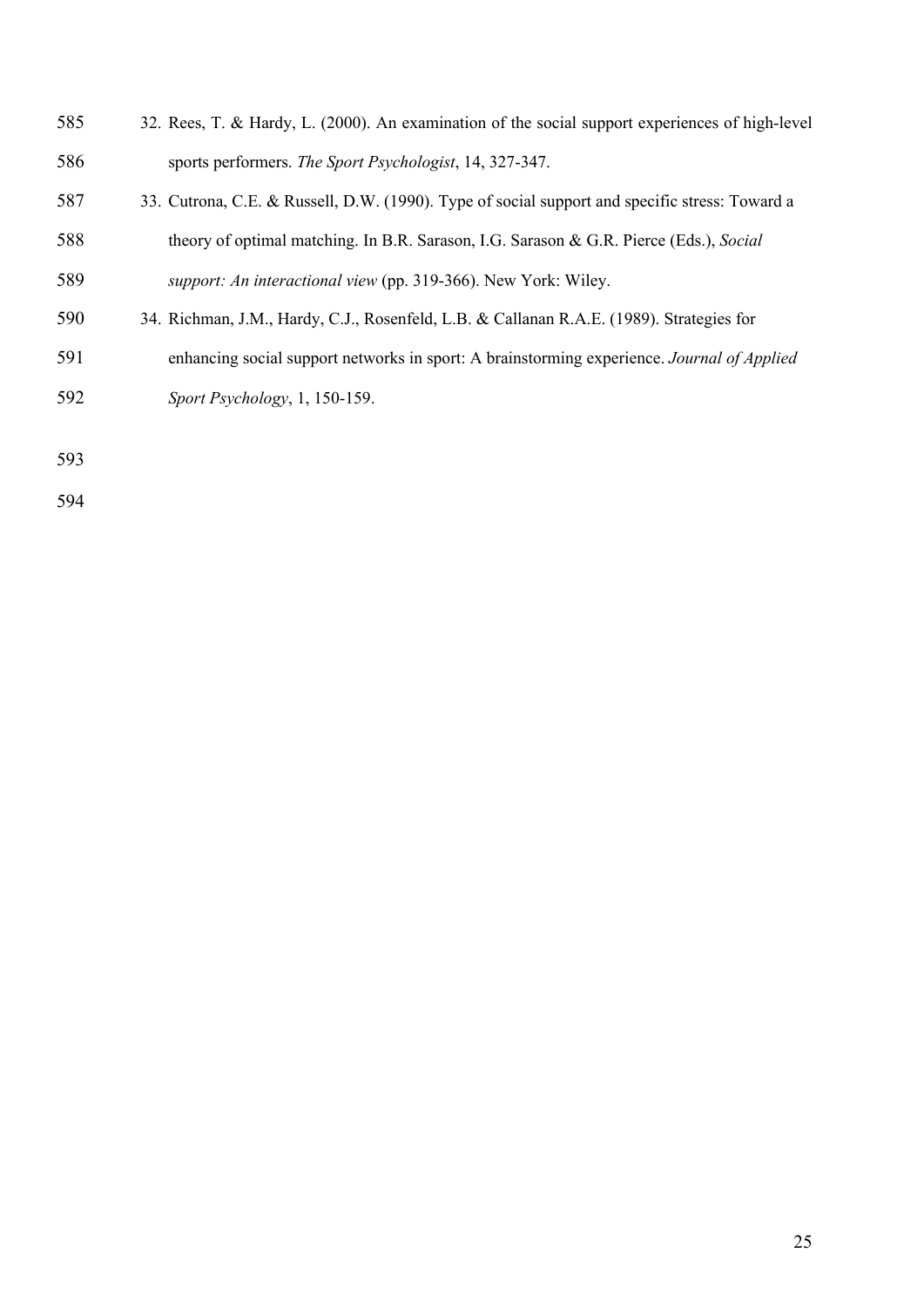32. Rees, T. & Hardy, L. (2000). An examination of the social support experiences of high-level sports performers. *The Sport Psychologist*, 14, 327-347.
33. Cutrona, C.E. & Russell, D.W. (1990). Type of social support and specific stress: Toward a theory of optimal matching. In B.R. Sarason, I.G. Sarason & G.R. Pierce (Eds.), *Social support: An interactional view* (pp. 319-366). New York: Wiley.
34. Richman, J.M., Hardy, C.J., Rosenfeld, L.B. & Callanan R.A.E. (1989). Strategies for enhancing social support networks in sport: A brainstorming experience. *Journal of Applied Sport Psychology*, 1, 150-159.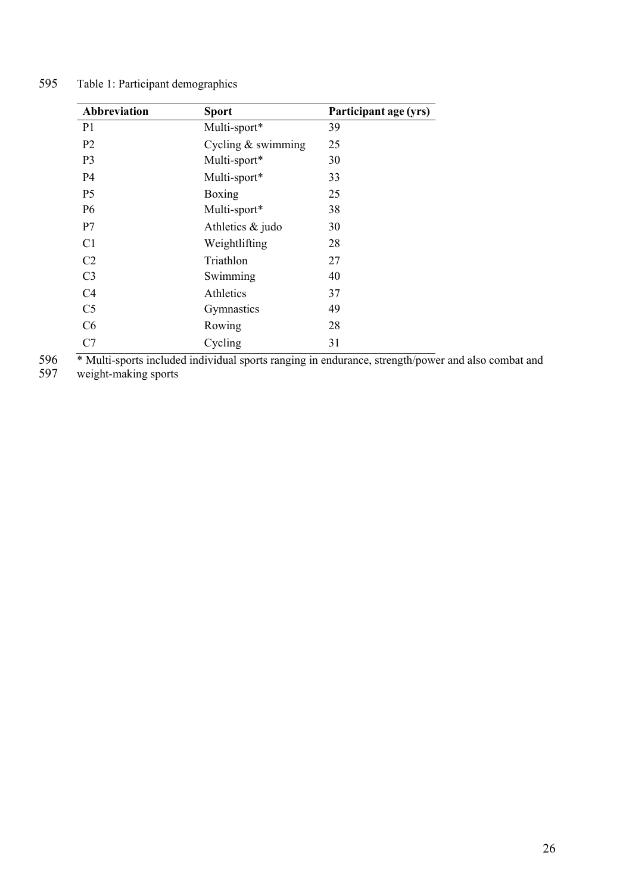Table 1: Participant demographics

| Abbreviation | Sport | Participant age (yrs) |
|---|---|---|
| P1 | Multi-sport* | 39 |
| P2 | Cycling & swimming | 25 |
| P3 | Multi-sport* | 30 |
| P4 | Multi-sport* | 33 |
| P5 | Boxing | 25 |
| P6 | Multi-sport* | 38 |
| P7 | Athletics & judo | 30 |
| C1 | Weightlifting | 28 |
| C2 | Triathlon | 27 |
| C3 | Swimming | 40 |
| C4 | Athletics | 37 |
| C5 | Gymnastics | 49 |
| C6 | Rowing | 28 |
| C7 | Cycling | 31 |

* Multi-sports included individual sports ranging in endurance, strength/power and also combat and weight-making sports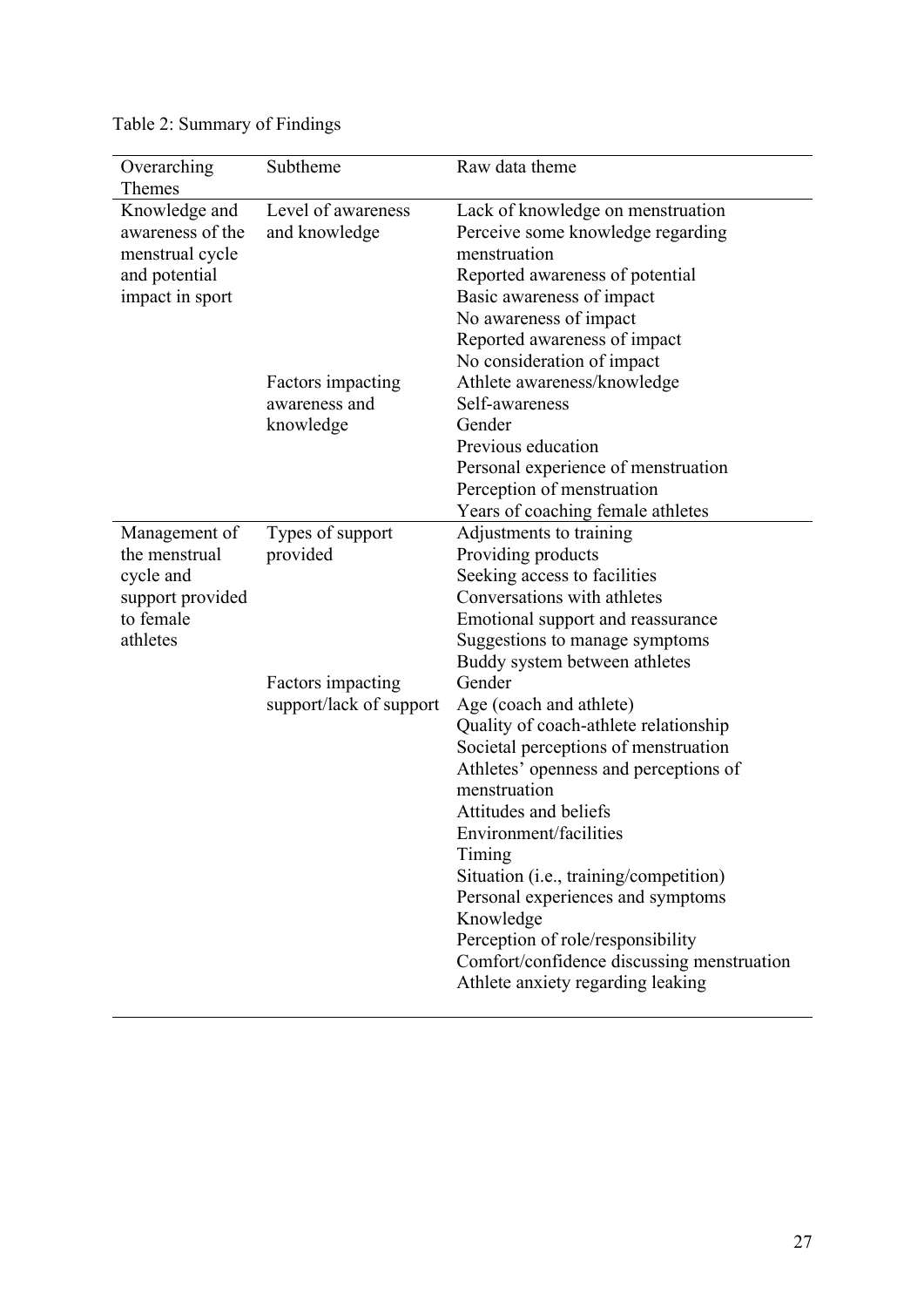Table 2: Summary of Findings

| Overarching Themes | Subtheme | Raw data theme |
|---|---|---|
| Knowledge and awareness of the menstrual cycle and potential impact in sport | Level of awareness and knowledge | Lack of knowledge on menstruation |
| | | Perceive some knowledge regarding menstruation |
| | | Reported awareness of potential |
| | | Basic awareness of impact |
| | | No awareness of impact |
| | | Reported awareness of impact |
| | | No consideration of impact |
| | Factors impacting awareness and knowledge | Athlete awareness/knowledge |
| | | Self-awareness |
| | | Gender |
| | | Previous education |
| | | Personal experience of menstruation |
| | | Perception of menstruation |
| | | Years of coaching female athletes |
| Management of the menstrual cycle and support provided to female athletes | Types of support provided | Adjustments to training |
| | | Providing products |
| | | Seeking access to facilities |
| | | Conversations with athletes |
| | | Emotional support and reassurance |
| | | Suggestions to manage symptoms |
| | | Buddy system between athletes |
| | Factors impacting support/lack of support | Gender |
| | | Age (coach and athlete) |
| | | Quality of coach-athlete relationship |
| | | Societal perceptions of menstruation |
| | | Athletes' openness and perceptions of menstruation |
| | | Attitudes and beliefs |
| | | Environment/facilities |
| | | Timing |
| | | Situation (i.e., training/competition) |
| | | Personal experiences and symptoms |
| | | Knowledge |
| | | Perception of role/responsibility |
| | | Comfort/confidence discussing menstruation |
| | | Athlete anxiety regarding leaking |